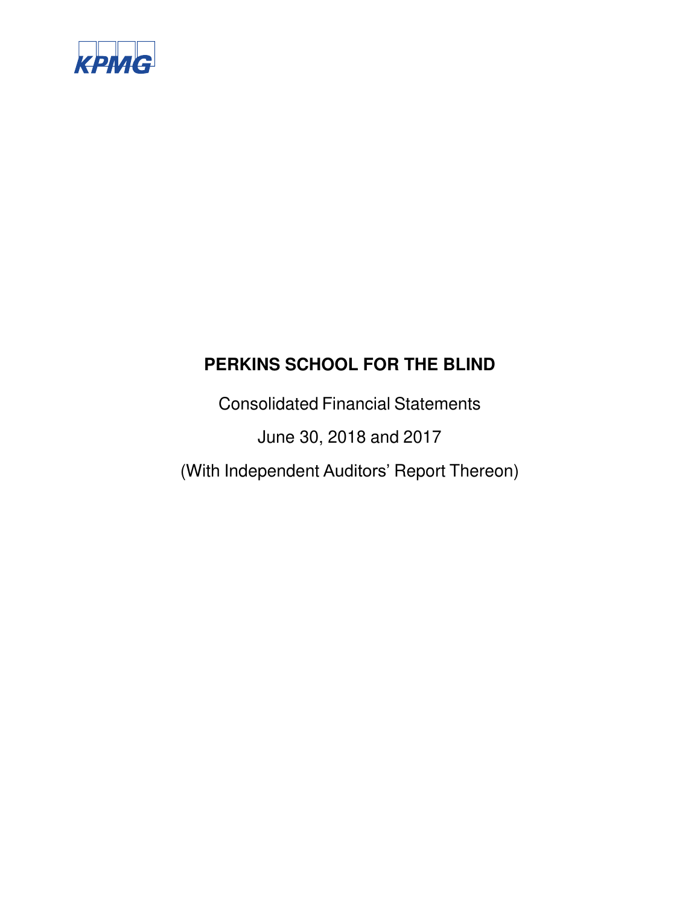KPMG

# PERKINS SCHOOL FOR THE BLIND

Consolidated Financial Statements

June 30, 2018 and 2017

(With Independent Auditors' Report Thereon)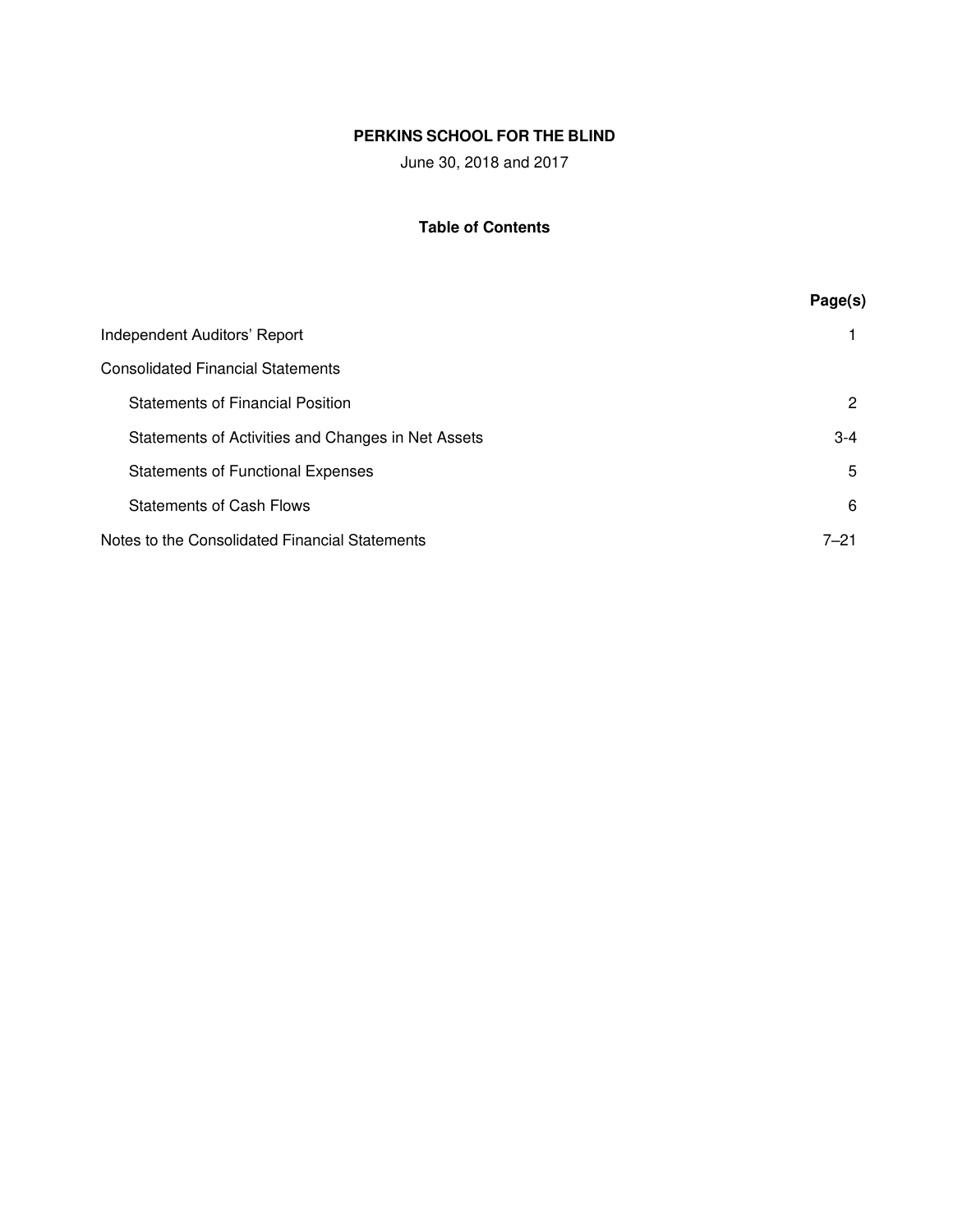# PERKINS SCHOOL FOR THE BLIND

June 30, 2018 and 2017

## Table of Contents

| | Page(s) |
|---|---|
| Independent Auditors' Report | 1 |
| Consolidated Financial Statements | |
| Statements of Financial Position | 2 |
| Statements of Activities and Changes in Net Assets | 3-4 |
| Statements of Functional Expenses | 5 |
| Statements of Cash Flows | 6 |
| Notes to the Consolidated Financial Statements | 7–21 |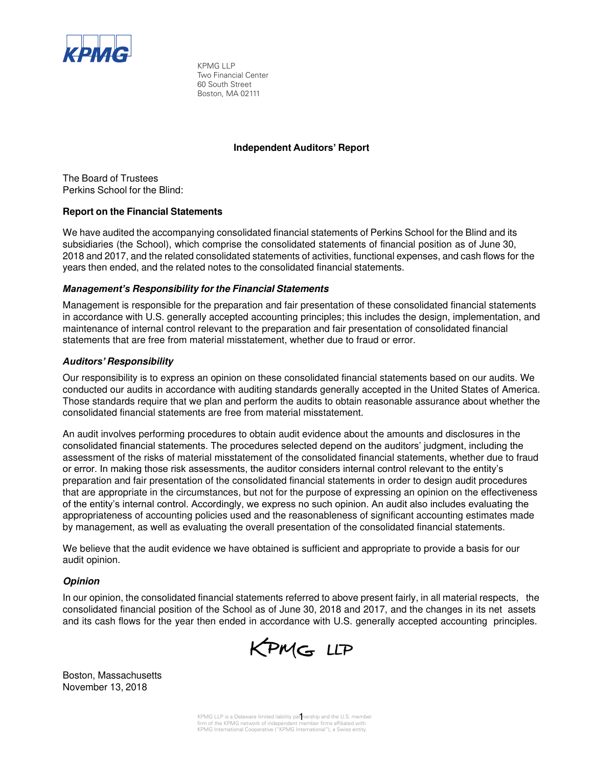KPMG

KPMG LLP
Two Financial Center
60 South Street
Boston, MA 02111

## Independent Auditors' Report

The Board of Trustees
Perkins School for the Blind:

### Report on the Financial Statements

We have audited the accompanying consolidated financial statements of Perkins School for the Blind and its subsidiaries (the School), which comprise the consolidated statements of financial position as of June 30, 2018 and 2017, and the related consolidated statements of activities, functional expenses, and cash flows for the years then ended, and the related notes to the consolidated financial statements.

#### *Management's Responsibility for the Financial Statements*

Management is responsible for the preparation and fair presentation of these consolidated financial statements in accordance with U.S. generally accepted accounting principles; this includes the design, implementation, and maintenance of internal control relevant to the preparation and fair presentation of consolidated financial statements that are free from material misstatement, whether due to fraud or error.

#### *Auditors' Responsibility*

Our responsibility is to express an opinion on these consolidated financial statements based on our audits. We conducted our audits in accordance with auditing standards generally accepted in the United States of America. Those standards require that we plan and perform the audits to obtain reasonable assurance about whether the consolidated financial statements are free from material misstatement.

An audit involves performing procedures to obtain audit evidence about the amounts and disclosures in the consolidated financial statements. The procedures selected depend on the auditors' judgment, including the assessment of the risks of material misstatement of the consolidated financial statements, whether due to fraud or error. In making those risk assessments, the auditor considers internal control relevant to the entity's preparation and fair presentation of the consolidated financial statements in order to design audit procedures that are appropriate in the circumstances, but not for the purpose of expressing an opinion on the effectiveness of the entity's internal control. Accordingly, we express no such opinion. An audit also includes evaluating the appropriateness of accounting policies used and the reasonableness of significant accounting estimates made by management, as well as evaluating the overall presentation of the consolidated financial statements.

We believe that the audit evidence we have obtained is sufficient and appropriate to provide a basis for our audit opinion.

#### *Opinion*

In our opinion, the consolidated financial statements referred to above present fairly, in all material respects, the consolidated financial position of the School as of June 30, 2018 and 2017, and the changes in its net assets and its cash flows for the year then ended in accordance with U.S. generally accepted accounting principles.

KPMG LLP

Boston, Massachusetts
November 13, 2018

KPMG LLP is a Delaware limited liability partnership and the U.S. member firm of the KPMG network of independent member firms affiliated with KPMG International Cooperative ("KPMG International"), a Swiss entity.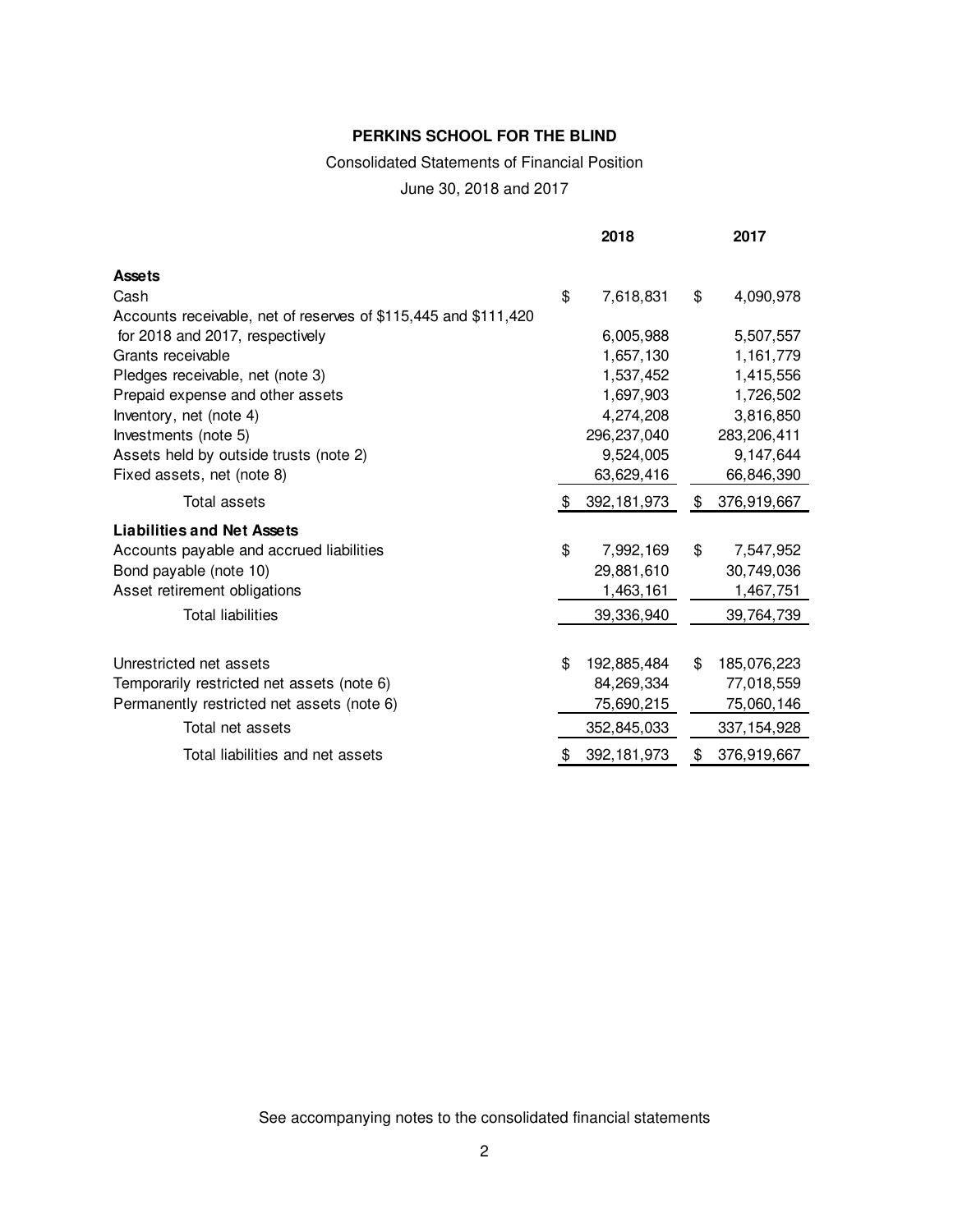**PERKINS SCHOOL FOR THE BLIND**

Consolidated Statements of Financial Position

June 30, 2018 and 2017

| | 2018 | 2017 |
|---|---|---|
| **Assets** | | |
| Cash | $ 7,618,831 | $ 4,090,978 |
| Accounts receivable, net of reserves of $115,445 and $111,420 for 2018 and 2017, respectively | 6,005,988 | 5,507,557 |
| Grants receivable | 1,657,130 | 1,161,779 |
| Pledges receivable, net (note 3) | 1,537,452 | 1,415,556 |
| Prepaid expense and other assets | 1,697,903 | 1,726,502 |
| Inventory, net (note 4) | 4,274,208 | 3,816,850 |
| Investments (note 5) | 296,237,040 | 283,206,411 |
| Assets held by outside trusts (note 2) | 9,524,005 | 9,147,644 |
| Fixed assets, net (note 8) | 63,629,416 | 66,846,390 |
| Total assets | $ 392,181,973 | $ 376,919,667 |
| **Liabilities and Net Assets** | | |
| Accounts payable and accrued liabilities | $ 7,992,169 | $ 7,547,952 |
| Bond payable (note 10) | 29,881,610 | 30,749,036 |
| Asset retirement obligations | 1,463,161 | 1,467,751 |
| Total liabilities | 39,336,940 | 39,764,739 |
| | | |
| Unrestricted net assets | $ 192,885,484 | $ 185,076,223 |
| Temporarily restricted net assets (note 6) | 84,269,334 | 77,018,559 |
| Permanently restricted net assets (note 6) | 75,690,215 | 75,060,146 |
| Total net assets | 352,845,033 | 337,154,928 |
| Total liabilities and net assets | $ 392,181,973 | $ 376,919,667 |

See accompanying notes to the consolidated financial statements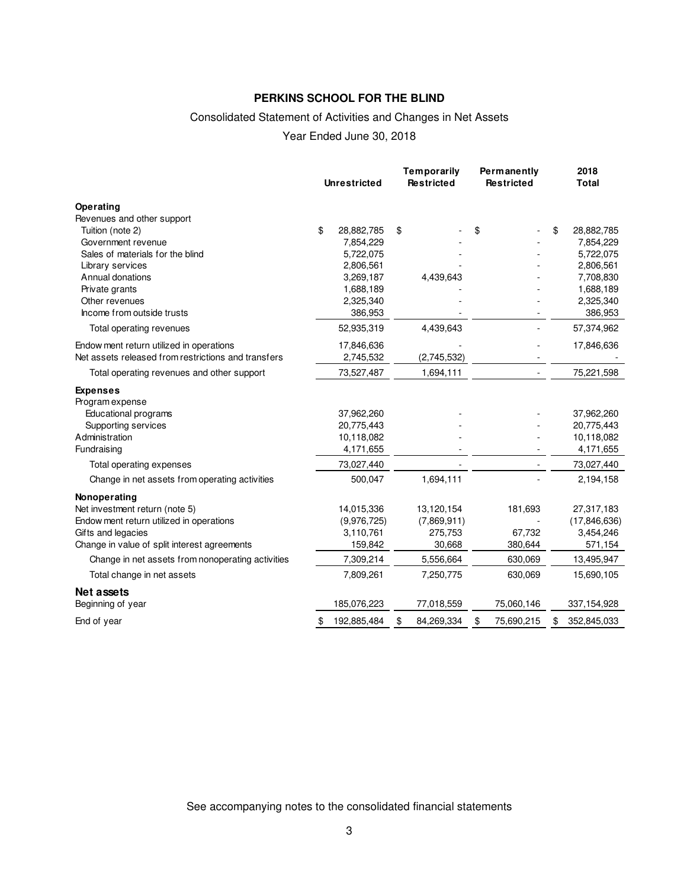# PERKINS SCHOOL FOR THE BLIND

Consolidated Statement of Activities and Changes in Net Assets

Year Ended June 30, 2018

| | Unrestricted | Temporarily Restricted | Permanently Restricted | 2018 Total |
|---|---|---|---|---|
| **Operating** | | | | |
| Revenues and other support | | | | |
| Tuition (note 2) | $ 28,882,785 | $ - | $ - | $ 28,882,785 |
| Government revenue | 7,854,229 | - | - | 7,854,229 |
| Sales of materials for the blind | 5,722,075 | - | - | 5,722,075 |
| Library services | 2,806,561 | - | - | 2,806,561 |
| Annual donations | 3,269,187 | 4,439,643 | - | 7,708,830 |
| Private grants | 1,688,189 | - | - | 1,688,189 |
| Other revenues | 2,325,340 | - | - | 2,325,340 |
| Income from outside trusts | 386,953 | - | - | 386,953 |
| Total operating revenues | 52,935,319 | 4,439,643 | - | 57,374,962 |
| Endowment return utilized in operations | 17,846,636 | - | - | 17,846,636 |
| Net assets released from restrictions and transfers | 2,745,532 | (2,745,532) | - | - |
| Total operating revenues and other support | 73,527,487 | 1,694,111 | - | 75,221,598 |
| **Expenses** | | | | |
| Program expense | | | | |
| Educational programs | 37,962,260 | - | - | 37,962,260 |
| Supporting services | 20,775,443 | - | - | 20,775,443 |
| Administration | 10,118,082 | - | - | 10,118,082 |
| Fundraising | 4,171,655 | - | - | 4,171,655 |
| Total operating expenses | 73,027,440 | - | - | 73,027,440 |
| Change in net assets from operating activities | 500,047 | 1,694,111 | - | 2,194,158 |
| **Nonoperating** | | | | |
| Net investment return (note 5) | 14,015,336 | 13,120,154 | 181,693 | 27,317,183 |
| Endowment return utilized in operations | (9,976,725) | (7,869,911) | - | (17,846,636) |
| Gifts and legacies | 3,110,761 | 275,753 | 67,732 | 3,454,246 |
| Change in value of split interest agreements | 159,842 | 30,668 | 380,644 | 571,154 |
| Change in net assets from nonoperating activities | 7,309,214 | 5,556,664 | 630,069 | 13,495,947 |
| Total change in net assets | 7,809,261 | 7,250,775 | 630,069 | 15,690,105 |
| **Net assets** | | | | |
| Beginning of year | 185,076,223 | 77,018,559 | 75,060,146 | 337,154,928 |
| End of year | $ 192,885,484 | $ 84,269,334 | $ 75,690,215 | $ 352,845,033 |

See accompanying notes to the consolidated financial statements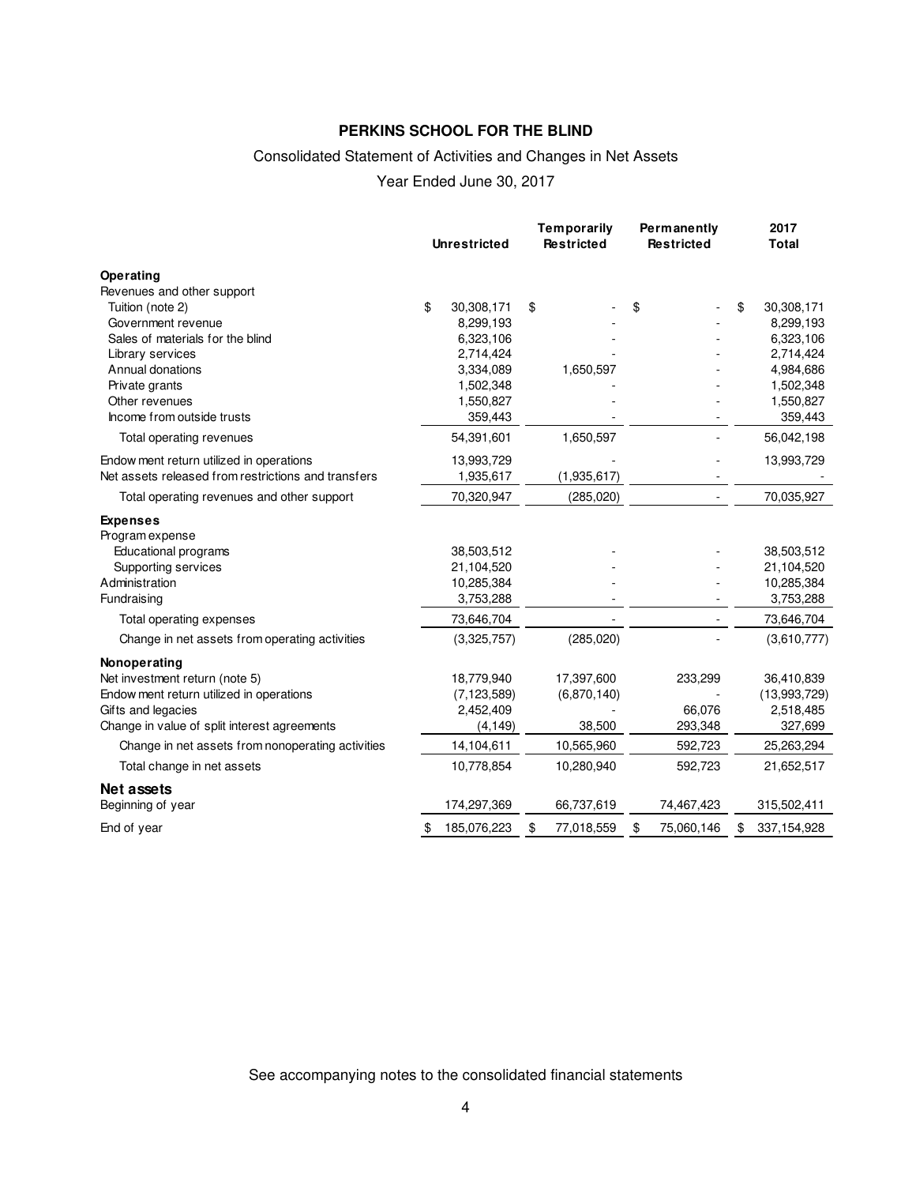# PERKINS SCHOOL FOR THE BLIND

Consolidated Statement of Activities and Changes in Net Assets

Year Ended June 30, 2017

| | Unrestricted | Temporarily Restricted | Permanently Restricted | 2017 Total |
|---|---|---|---|---|
| **Operating** | | | | |
| Revenues and other support | | | | |
| Tuition (note 2) | $ 30,308,171 | $ - | $ - | $ 30,308,171 |
| Government revenue | 8,299,193 | - | - | 8,299,193 |
| Sales of materials for the blind | 6,323,106 | - | - | 6,323,106 |
| Library services | 2,714,424 | - | - | 2,714,424 |
| Annual donations | 3,334,089 | 1,650,597 | - | 4,984,686 |
| Private grants | 1,502,348 | - | - | 1,502,348 |
| Other revenues | 1,550,827 | - | - | 1,550,827 |
| Income from outside trusts | 359,443 | - | - | 359,443 |
| Total operating revenues | 54,391,601 | 1,650,597 | - | 56,042,198 |
| Endowment return utilized in operations | 13,993,729 | - | - | 13,993,729 |
| Net assets released from restrictions and transfers | 1,935,617 | (1,935,617) | - | - |
| Total operating revenues and other support | 70,320,947 | (285,020) | - | 70,035,927 |
| **Expenses** | | | | |
| Program expense | | | | |
| Educational programs | 38,503,512 | - | - | 38,503,512 |
| Supporting services | 21,104,520 | - | - | 21,104,520 |
| Administration | 10,285,384 | - | - | 10,285,384 |
| Fundraising | 3,753,288 | - | - | 3,753,288 |
| Total operating expenses | 73,646,704 | - | - | 73,646,704 |
| Change in net assets from operating activities | (3,325,757) | (285,020) | - | (3,610,777) |
| **Nonoperating** | | | | |
| Net investment return (note 5) | 18,779,940 | 17,397,600 | 233,299 | 36,410,839 |
| Endowment return utilized in operations | (7,123,589) | (6,870,140) | - | (13,993,729) |
| Gifts and legacies | 2,452,409 | - | 66,076 | 2,518,485 |
| Change in value of split interest agreements | (4,149) | 38,500 | 293,348 | 327,699 |
| Change in net assets from nonoperating activities | 14,104,611 | 10,565,960 | 592,723 | 25,263,294 |
| Total change in net assets | 10,778,854 | 10,280,940 | 592,723 | 21,652,517 |
| **Net assets** | | | | |
| Beginning of year | 174,297,369 | 66,737,619 | 74,467,423 | 315,502,411 |
| End of year | $ 185,076,223 | $ 77,018,559 | $ 75,060,146 | $ 337,154,928 |

See accompanying notes to the consolidated financial statements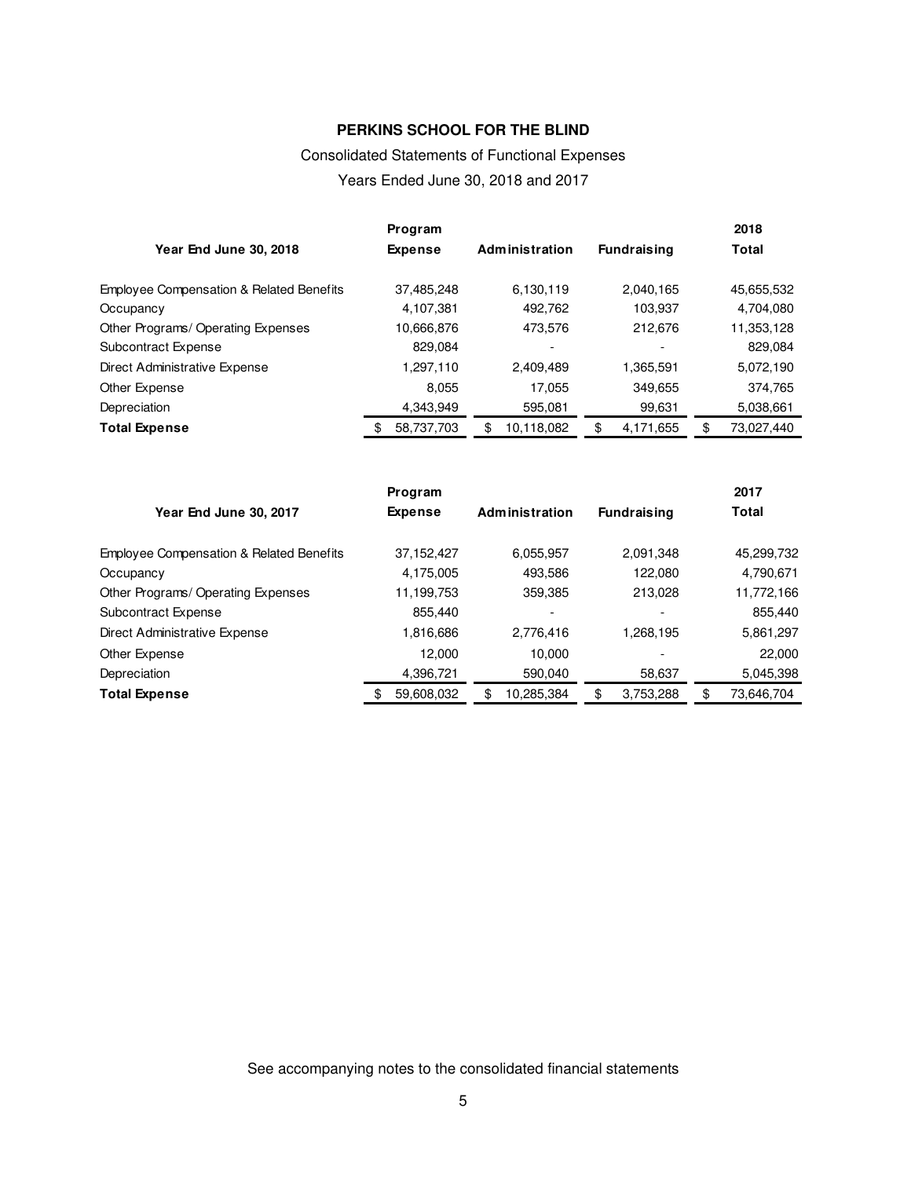# PERKINS SCHOOL FOR THE BLIND

Consolidated Statements of Functional Expenses

Years Ended June 30, 2018 and 2017

| Year End June 30, 2018 | Program Expense | Administration | Fundraising | 2018 Total |
|---|---|---|---|---|
| Employee Compensation & Related Benefits | 37,485,248 | 6,130,119 | 2,040,165 | 45,655,532 |
| Occupancy | 4,107,381 | 492,762 | 103,937 | 4,704,080 |
| Other Programs/ Operating Expenses | 10,666,876 | 473,576 | 212,676 | 11,353,128 |
| Subcontract Expense | 829,084 | - | - | 829,084 |
| Direct Administrative Expense | 1,297,110 | 2,409,489 | 1,365,591 | 5,072,190 |
| Other Expense | 8,055 | 17,055 | 349,655 | 374,765 |
| Depreciation | 4,343,949 | 595,081 | 99,631 | 5,038,661 |
| **Total Expense** | $ 58,737,703 | $ 10,118,082 | $ 4,171,655 | $ 73,027,440 |

| Year End June 30, 2017 | Program Expense | Administration | Fundraising | 2017 Total |
|---|---|---|---|---|
| Employee Compensation & Related Benefits | 37,152,427 | 6,055,957 | 2,091,348 | 45,299,732 |
| Occupancy | 4,175,005 | 493,586 | 122,080 | 4,790,671 |
| Other Programs/ Operating Expenses | 11,199,753 | 359,385 | 213,028 | 11,772,166 |
| Subcontract Expense | 855,440 | - | - | 855,440 |
| Direct Administrative Expense | 1,816,686 | 2,776,416 | 1,268,195 | 5,861,297 |
| Other Expense | 12,000 | 10,000 | - | 22,000 |
| Depreciation | 4,396,721 | 590,040 | 58,637 | 5,045,398 |
| **Total Expense** | $ 59,608,032 | $ 10,285,384 | $ 3,753,288 | $ 73,646,704 |

See accompanying notes to the consolidated financial statements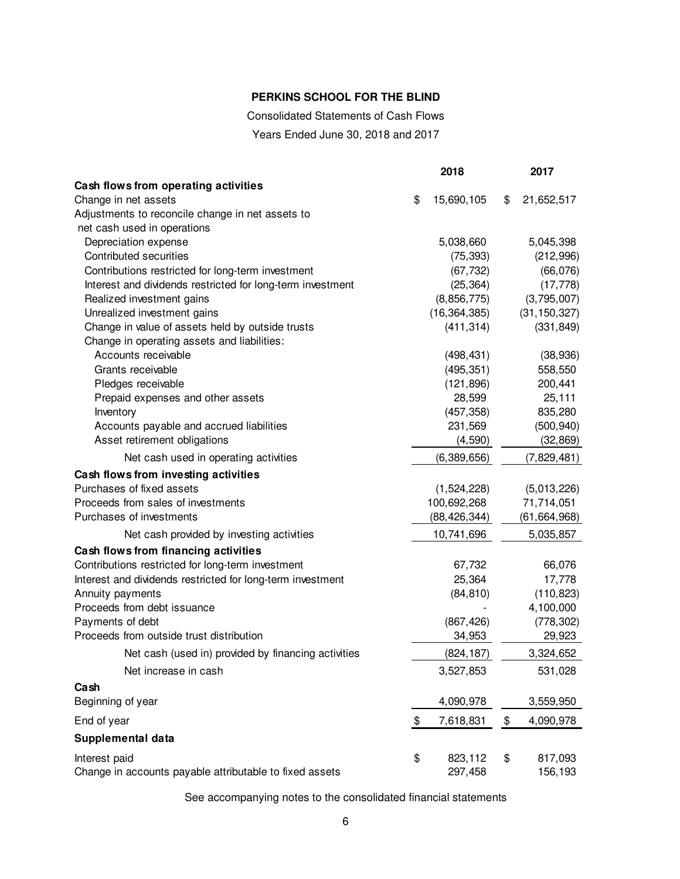**PERKINS SCHOOL FOR THE BLIND**

Consolidated Statements of Cash Flows

Years Ended June 30, 2018 and 2017

| | 2018 | 2017 |
|---|---|---|
| **Cash flows from operating activities** | | |
| Change in net assets | $ 15,690,105 | $ 21,652,517 |
| Adjustments to reconcile change in net assets to net cash used in operations | | |
| Depreciation expense | 5,038,660 | 5,045,398 |
| Contributed securities | (75,393) | (212,996) |
| Contributions restricted for long-term investment | (67,732) | (66,076) |
| Interest and dividends restricted for long-term investment | (25,364) | (17,778) |
| Realized investment gains | (8,856,775) | (3,795,007) |
| Unrealized investment gains | (16,364,385) | (31,150,327) |
| Change in value of assets held by outside trusts | (411,314) | (331,849) |
| Change in operating assets and liabilities: | | |
| Accounts receivable | (498,431) | (38,936) |
| Grants receivable | (495,351) | 558,550 |
| Pledges receivable | (121,896) | 200,441 |
| Prepaid expenses and other assets | 28,599 | 25,111 |
| Inventory | (457,358) | 835,280 |
| Accounts payable and accrued liabilities | 231,569 | (500,940) |
| Asset retirement obligations | (4,590) | (32,869) |
| Net cash used in operating activities | (6,389,656) | (7,829,481) |
| **Cash flows from investing activities** | | |
| Purchases of fixed assets | (1,524,228) | (5,013,226) |
| Proceeds from sales of investments | 100,692,268 | 71,714,051 |
| Purchases of investments | (88,426,344) | (61,664,968) |
| Net cash provided by investing activities | 10,741,696 | 5,035,857 |
| **Cash flows from financing activities** | | |
| Contributions restricted for long-term investment | 67,732 | 66,076 |
| Interest and dividends restricted for long-term investment | 25,364 | 17,778 |
| Annuity payments | (84,810) | (110,823) |
| Proceeds from debt issuance | - | 4,100,000 |
| Payments of debt | (867,426) | (778,302) |
| Proceeds from outside trust distribution | 34,953 | 29,923 |
| Net cash (used in) provided by financing activities | (824,187) | 3,324,652 |
| Net increase in cash | 3,527,853 | 531,028 |
| **Cash** | | |
| Beginning of year | 4,090,978 | 3,559,950 |
| End of year | $ 7,618,831 | $ 4,090,978 |
| **Supplemental data** | | |
| Interest paid | $ 823,112 | $ 817,093 |
| Change in accounts payable attributable to fixed assets | 297,458 | 156,193 |

See accompanying notes to the consolidated financial statements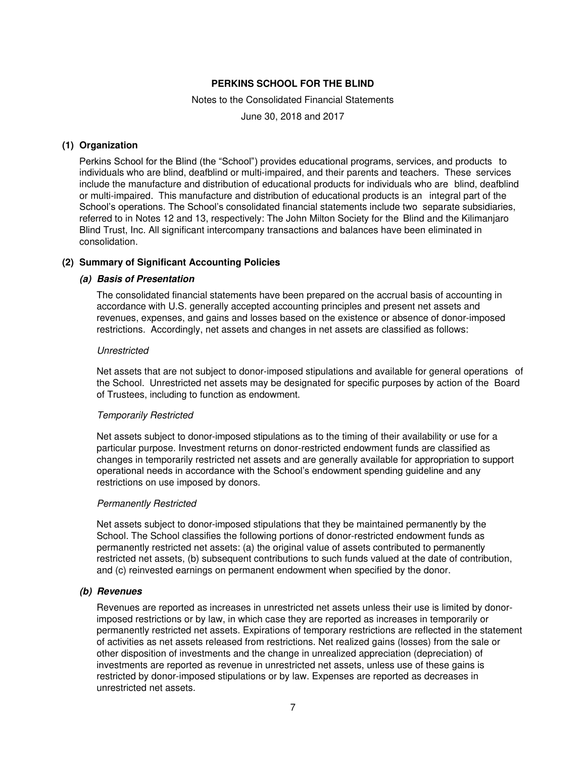**PERKINS SCHOOL FOR THE BLIND**

Notes to the Consolidated Financial Statements

June 30, 2018 and 2017

## (1) Organization

Perkins School for the Blind (the "School") provides educational programs, services, and products to individuals who are blind, deafblind or multi-impaired, and their parents and teachers. These services include the manufacture and distribution of educational products for individuals who are blind, deafblind or multi-impaired. This manufacture and distribution of educational products is an integral part of the School's operations. The School's consolidated financial statements include two separate subsidiaries, referred to in Notes 12 and 13, respectively: The John Milton Society for the Blind and the Kilimanjaro Blind Trust, Inc. All significant intercompany transactions and balances have been eliminated in consolidation.

## (2) Summary of Significant Accounting Policies

### *(a) Basis of Presentation*

The consolidated financial statements have been prepared on the accrual basis of accounting in accordance with U.S. generally accepted accounting principles and present net assets and revenues, expenses, and gains and losses based on the existence or absence of donor-imposed restrictions. Accordingly, net assets and changes in net assets are classified as follows:

*Unrestricted*

Net assets that are not subject to donor-imposed stipulations and available for general operations of the School. Unrestricted net assets may be designated for specific purposes by action of the Board of Trustees, including to function as endowment.

*Temporarily Restricted*

Net assets subject to donor-imposed stipulations as to the timing of their availability or use for a particular purpose. Investment returns on donor-restricted endowment funds are classified as changes in temporarily restricted net assets and are generally available for appropriation to support operational needs in accordance with the School's endowment spending guideline and any restrictions on use imposed by donors.

*Permanently Restricted*

Net assets subject to donor-imposed stipulations that they be maintained permanently by the School. The School classifies the following portions of donor-restricted endowment funds as permanently restricted net assets: (a) the original value of assets contributed to permanently restricted net assets, (b) subsequent contributions to such funds valued at the date of contribution, and (c) reinvested earnings on permanent endowment when specified by the donor.

### *(b) Revenues*

Revenues are reported as increases in unrestricted net assets unless their use is limited by donor-imposed restrictions or by law, in which case they are reported as increases in temporarily or permanently restricted net assets. Expirations of temporary restrictions are reflected in the statement of activities as net assets released from restrictions. Net realized gains (losses) from the sale or other disposition of investments and the change in unrealized appreciation (depreciation) of investments are reported as revenue in unrestricted net assets, unless use of these gains is restricted by donor-imposed stipulations or by law. Expenses are reported as decreases in unrestricted net assets.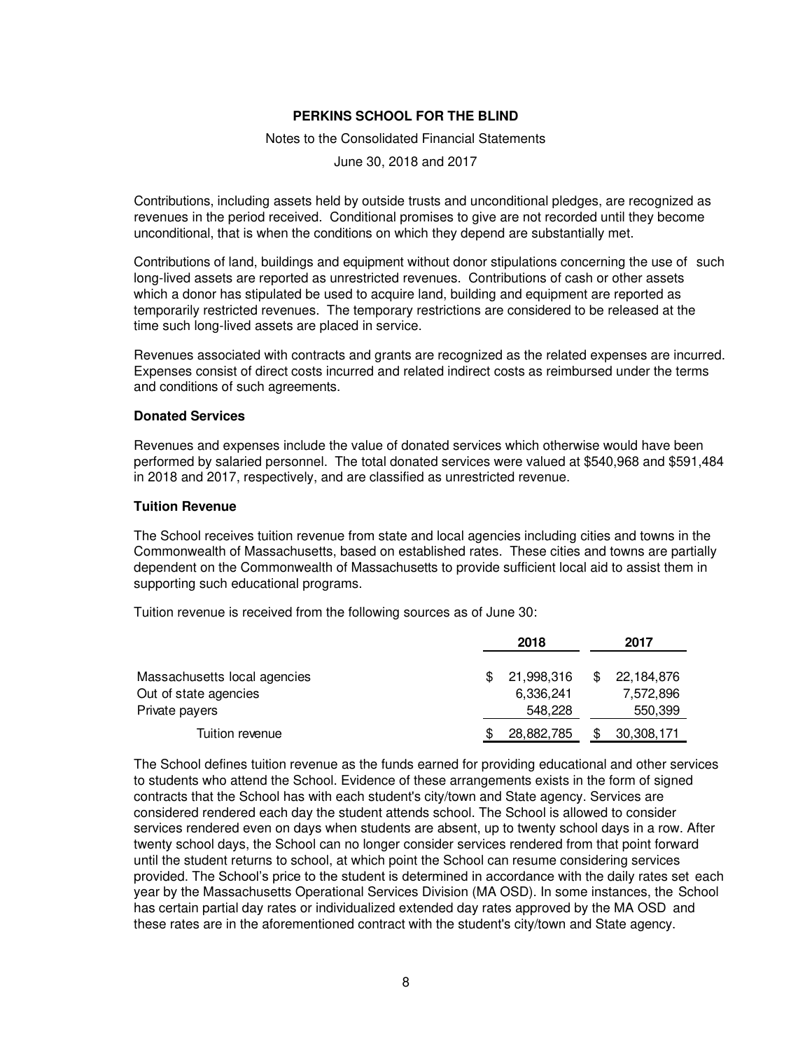Contributions, including assets held by outside trusts and unconditional pledges, are recognized as revenues in the period received. Conditional promises to give are not recorded until they become unconditional, that is when the conditions on which they depend are substantially met.

Contributions of land, buildings and equipment without donor stipulations concerning the use of such long-lived assets are reported as unrestricted revenues. Contributions of cash or other assets which a donor has stipulated be used to acquire land, building and equipment are reported as temporarily restricted revenues. The temporary restrictions are considered to be released at the time such long-lived assets are placed in service.

Revenues associated with contracts and grants are recognized as the related expenses are incurred. Expenses consist of direct costs incurred and related indirect costs as reimbursed under the terms and conditions of such agreements.

**Donated Services**

Revenues and expenses include the value of donated services which otherwise would have been performed by salaried personnel. The total donated services were valued at $540,968 and $591,484 in 2018 and 2017, respectively, and are classified as unrestricted revenue.

**Tuition Revenue**

The School receives tuition revenue from state and local agencies including cities and towns in the Commonwealth of Massachusetts, based on established rates. These cities and towns are partially dependent on the Commonwealth of Massachusetts to provide sufficient local aid to assist them in supporting such educational programs.

Tuition revenue is received from the following sources as of June 30:

| | 2018 | 2017 |
|---|---|---|
| Massachusetts local agencies | $ 21,998,316 | $ 22,184,876 |
| Out of state agencies | 6,336,241 | 7,572,896 |
| Private payers | 548,228 | 550,399 |
| Tuition revenue | $ 28,882,785 | $ 30,308,171 |

The School defines tuition revenue as the funds earned for providing educational and other services to students who attend the School. Evidence of these arrangements exists in the form of signed contracts that the School has with each student's city/town and State agency. Services are considered rendered each day the student attends school. The School is allowed to consider services rendered even on days when students are absent, up to twenty school days in a row. After twenty school days, the School can no longer consider services rendered from that point forward until the student returns to school, at which point the School can resume considering services provided. The School's price to the student is determined in accordance with the daily rates set each year by the Massachusetts Operational Services Division (MA OSD). In some instances, the School has certain partial day rates or individualized extended day rates approved by the MA OSD and these rates are in the aforementioned contract with the student's city/town and State agency.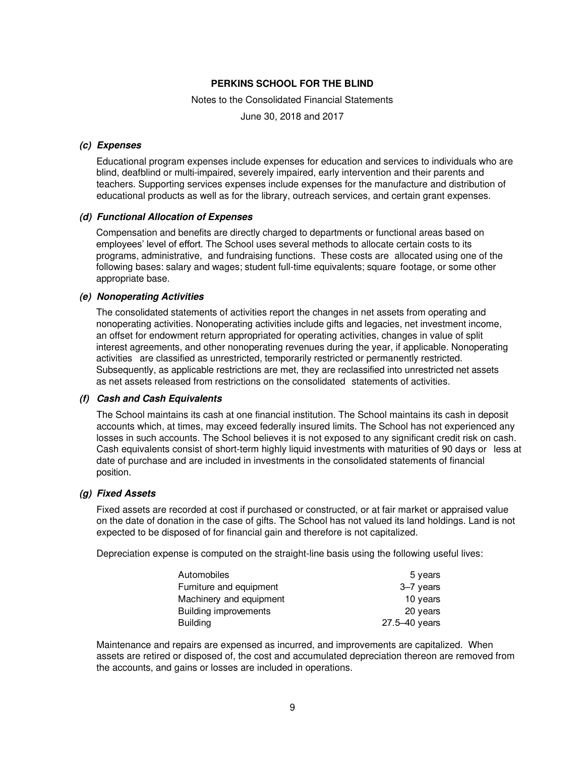# PERKINS SCHOOL FOR THE BLIND

Notes to the Consolidated Financial Statements

June 30, 2018 and 2017

***(c) Expenses***

Educational program expenses include expenses for education and services to individuals who are blind, deafblind or multi-impaired, severely impaired, early intervention and their parents and teachers. Supporting services expenses include expenses for the manufacture and distribution of educational products as well as for the library, outreach services, and certain grant expenses.

***(d) Functional Allocation of Expenses***

Compensation and benefits are directly charged to departments or functional areas based on employees' level of effort. The School uses several methods to allocate certain costs to its programs, administrative, and fundraising functions. These costs are allocated using one of the following bases: salary and wages; student full-time equivalents; square footage, or some other appropriate base.

***(e) Nonoperating Activities***

The consolidated statements of activities report the changes in net assets from operating and nonoperating activities. Nonoperating activities include gifts and legacies, net investment income, an offset for endowment return appropriated for operating activities, changes in value of split interest agreements, and other nonoperating revenues during the year, if applicable. Nonoperating activities are classified as unrestricted, temporarily restricted or permanently restricted. Subsequently, as applicable restrictions are met, they are reclassified into unrestricted net assets as net assets released from restrictions on the consolidated statements of activities.

***(f) Cash and Cash Equivalents***

The School maintains its cash at one financial institution. The School maintains its cash in deposit accounts which, at times, may exceed federally insured limits. The School has not experienced any losses in such accounts. The School believes it is not exposed to any significant credit risk on cash. Cash equivalents consist of short-term highly liquid investments with maturities of 90 days or less at date of purchase and are included in investments in the consolidated statements of financial position.

***(g) Fixed Assets***

Fixed assets are recorded at cost if purchased or constructed, or at fair market or appraised value on the date of donation in the case of gifts. The School has not valued its land holdings. Land is not expected to be disposed of for financial gain and therefore is not capitalized.

Depreciation expense is computed on the straight-line basis using the following useful lives:

| | |
|---|---|
| Automobiles | 5 years |
| Furniture and equipment | 3–7 years |
| Machinery and equipment | 10 years |
| Building improvements | 20 years |
| Building | 27.5–40 years |

Maintenance and repairs are expensed as incurred, and improvements are capitalized. When assets are retired or disposed of, the cost and accumulated depreciation thereon are removed from the accounts, and gains or losses are included in operations.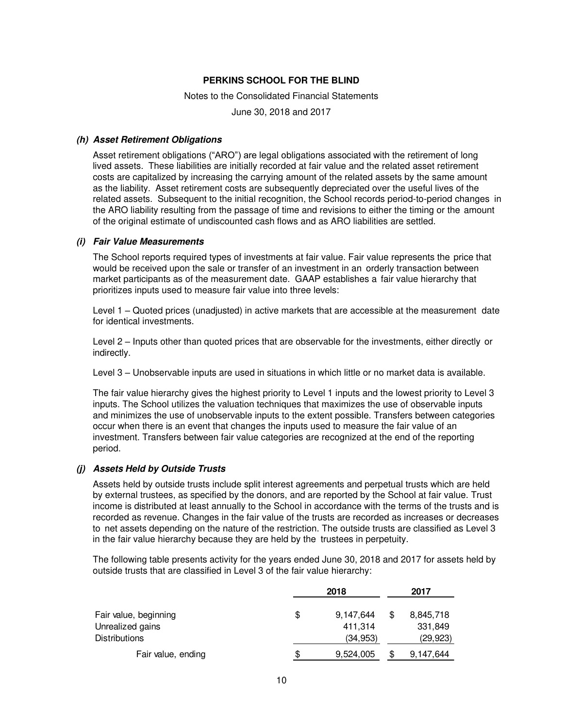**PERKINS SCHOOL FOR THE BLIND**

Notes to the Consolidated Financial Statements

June 30, 2018 and 2017

***(h) Asset Retirement Obligations***

Asset retirement obligations ("ARO") are legal obligations associated with the retirement of long lived assets. These liabilities are initially recorded at fair value and the related asset retirement costs are capitalized by increasing the carrying amount of the related assets by the same amount as the liability. Asset retirement costs are subsequently depreciated over the useful lives of the related assets. Subsequent to the initial recognition, the School records period-to-period changes in the ARO liability resulting from the passage of time and revisions to either the timing or the amount of the original estimate of undiscounted cash flows and as ARO liabilities are settled.

***(i) Fair Value Measurements***

The School reports required types of investments at fair value. Fair value represents the price that would be received upon the sale or transfer of an investment in an orderly transaction between market participants as of the measurement date. GAAP establishes a fair value hierarchy that prioritizes inputs used to measure fair value into three levels:

Level 1 – Quoted prices (unadjusted) in active markets that are accessible at the measurement date for identical investments.

Level 2 – Inputs other than quoted prices that are observable for the investments, either directly or indirectly.

Level 3 – Unobservable inputs are used in situations in which little or no market data is available.

The fair value hierarchy gives the highest priority to Level 1 inputs and the lowest priority to Level 3 inputs. The School utilizes the valuation techniques that maximizes the use of observable inputs and minimizes the use of unobservable inputs to the extent possible. Transfers between categories occur when there is an event that changes the inputs used to measure the fair value of an investment. Transfers between fair value categories are recognized at the end of the reporting period.

***(j) Assets Held by Outside Trusts***

Assets held by outside trusts include split interest agreements and perpetual trusts which are held by external trustees, as specified by the donors, and are reported by the School at fair value. Trust income is distributed at least annually to the School in accordance with the terms of the trusts and is recorded as revenue. Changes in the fair value of the trusts are recorded as increases or decreases to net assets depending on the nature of the restriction. The outside trusts are classified as Level 3 in the fair value hierarchy because they are held by the trustees in perpetuity.

The following table presents activity for the years ended June 30, 2018 and 2017 for assets held by outside trusts that are classified in Level 3 of the fair value hierarchy:

| | 2018 | 2017 |
|---|---|---|
| Fair value, beginning | $ 9,147,644 | $ 8,845,718 |
| Unrealized gains | 411,314 | 331,849 |
| Distributions | (34,953) | (29,923) |
| Fair value, ending | $ 9,524,005 | $ 9,147,644 |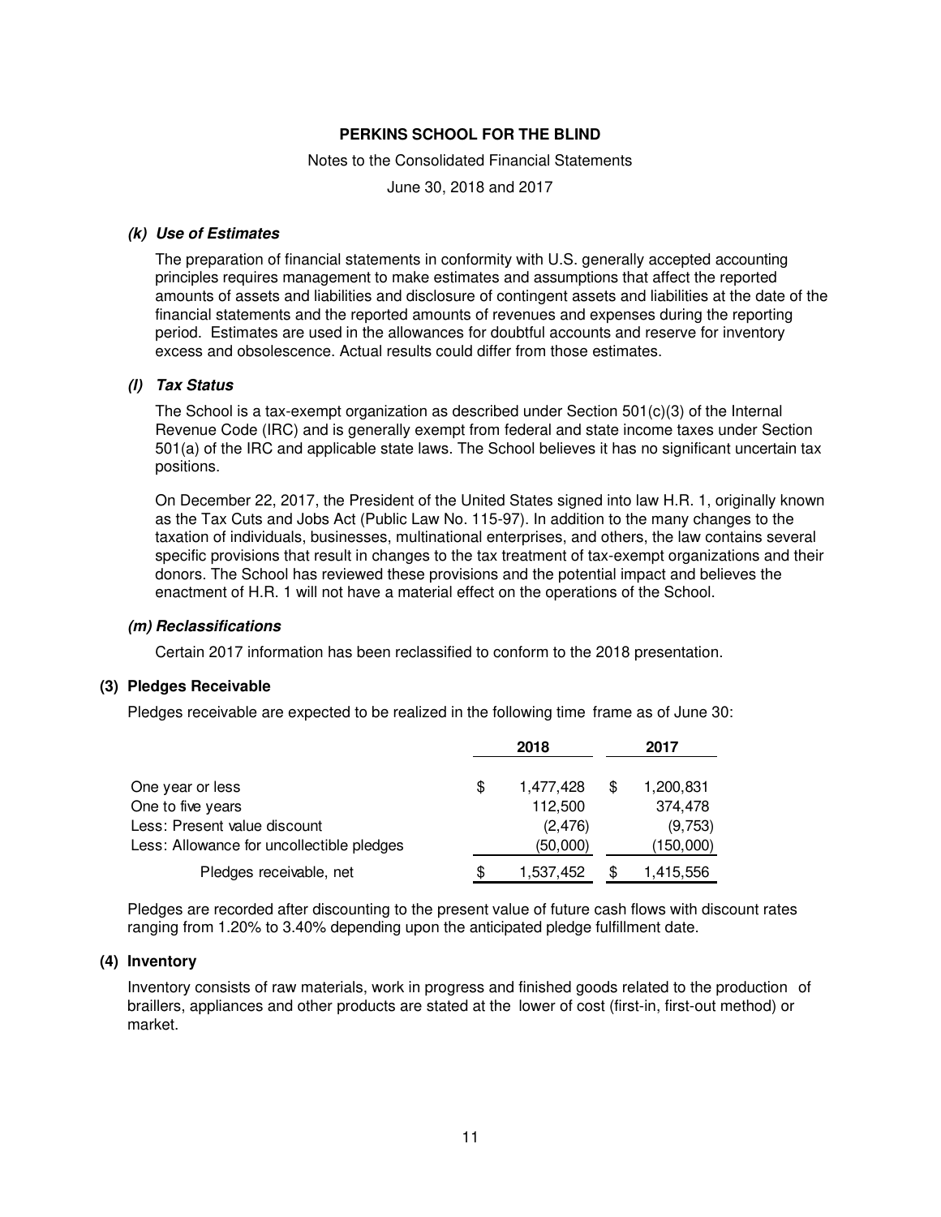#### *(k) Use of Estimates*

The preparation of financial statements in conformity with U.S. generally accepted accounting principles requires management to make estimates and assumptions that affect the reported amounts of assets and liabilities and disclosure of contingent assets and liabilities at the date of the financial statements and the reported amounts of revenues and expenses during the reporting period. Estimates are used in the allowances for doubtful accounts and reserve for inventory excess and obsolescence. Actual results could differ from those estimates.

#### *(l) Tax Status*

The School is a tax-exempt organization as described under Section 501(c)(3) of the Internal Revenue Code (IRC) and is generally exempt from federal and state income taxes under Section 501(a) of the IRC and applicable state laws. The School believes it has no significant uncertain tax positions.

On December 22, 2017, the President of the United States signed into law H.R. 1, originally known as the Tax Cuts and Jobs Act (Public Law No. 115-97). In addition to the many changes to the taxation of individuals, businesses, multinational enterprises, and others, the law contains several specific provisions that result in changes to the tax treatment of tax-exempt organizations and their donors. The School has reviewed these provisions and the potential impact and believes the enactment of H.R. 1 will not have a material effect on the operations of the School.

#### *(m) Reclassifications*

Certain 2017 information has been reclassified to conform to the 2018 presentation.

### (3) Pledges Receivable

Pledges receivable are expected to be realized in the following time frame as of June 30:

| | 2018 | 2017 |
|---|---|---|
| One year or less | $ 1,477,428 | $ 1,200,831 |
| One to five years | 112,500 | 374,478 |
| Less: Present value discount | (2,476) | (9,753) |
| Less: Allowance for uncollectible pledges | (50,000) | (150,000) |
| Pledges receivable, net | $ 1,537,452 | $ 1,415,556 |

Pledges are recorded after discounting to the present value of future cash flows with discount rates ranging from 1.20% to 3.40% depending upon the anticipated pledge fulfillment date.

### (4) Inventory

Inventory consists of raw materials, work in progress and finished goods related to the production of braillers, appliances and other products are stated at the lower of cost (first-in, first-out method) or market.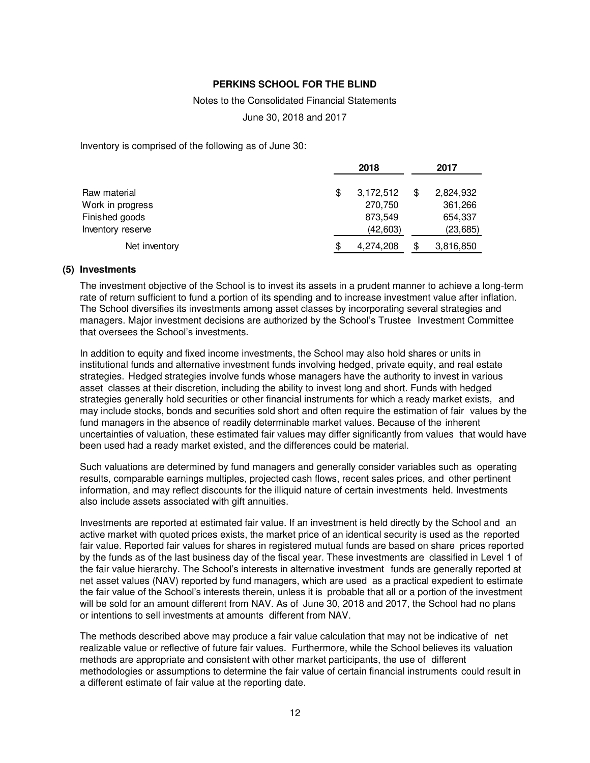Inventory is comprised of the following as of June 30:

| | 2018 | 2017 |
|---|---|---|
| Raw material | $ 3,172,512 | $ 2,824,932 |
| Work in progress | 270,750 | 361,266 |
| Finished goods | 873,549 | 654,337 |
| Inventory reserve | (42,603) | (23,685) |
| Net inventory | $ 4,274,208 | $ 3,816,850 |

## (5) Investments

The investment objective of the School is to invest its assets in a prudent manner to achieve a long-term rate of return sufficient to fund a portion of its spending and to increase investment value after inflation. The School diversifies its investments among asset classes by incorporating several strategies and managers. Major investment decisions are authorized by the School's Trustee Investment Committee that oversees the School's investments.

In addition to equity and fixed income investments, the School may also hold shares or units in institutional funds and alternative investment funds involving hedged, private equity, and real estate strategies. Hedged strategies involve funds whose managers have the authority to invest in various asset classes at their discretion, including the ability to invest long and short. Funds with hedged strategies generally hold securities or other financial instruments for which a ready market exists, and may include stocks, bonds and securities sold short and often require the estimation of fair values by the fund managers in the absence of readily determinable market values. Because of the inherent uncertainties of valuation, these estimated fair values may differ significantly from values that would have been used had a ready market existed, and the differences could be material.

Such valuations are determined by fund managers and generally consider variables such as operating results, comparable earnings multiples, projected cash flows, recent sales prices, and other pertinent information, and may reflect discounts for the illiquid nature of certain investments held. Investments also include assets associated with gift annuities.

Investments are reported at estimated fair value. If an investment is held directly by the School and an active market with quoted prices exists, the market price of an identical security is used as the reported fair value. Reported fair values for shares in registered mutual funds are based on share prices reported by the funds as of the last business day of the fiscal year. These investments are classified in Level 1 of the fair value hierarchy. The School's interests in alternative investment funds are generally reported at net asset values (NAV) reported by fund managers, which are used as a practical expedient to estimate the fair value of the School's interests therein, unless it is probable that all or a portion of the investment will be sold for an amount different from NAV. As of June 30, 2018 and 2017, the School had no plans or intentions to sell investments at amounts different from NAV.

The methods described above may produce a fair value calculation that may not be indicative of net realizable value or reflective of future fair values. Furthermore, while the School believes its valuation methods are appropriate and consistent with other market participants, the use of different methodologies or assumptions to determine the fair value of certain financial instruments could result in a different estimate of fair value at the reporting date.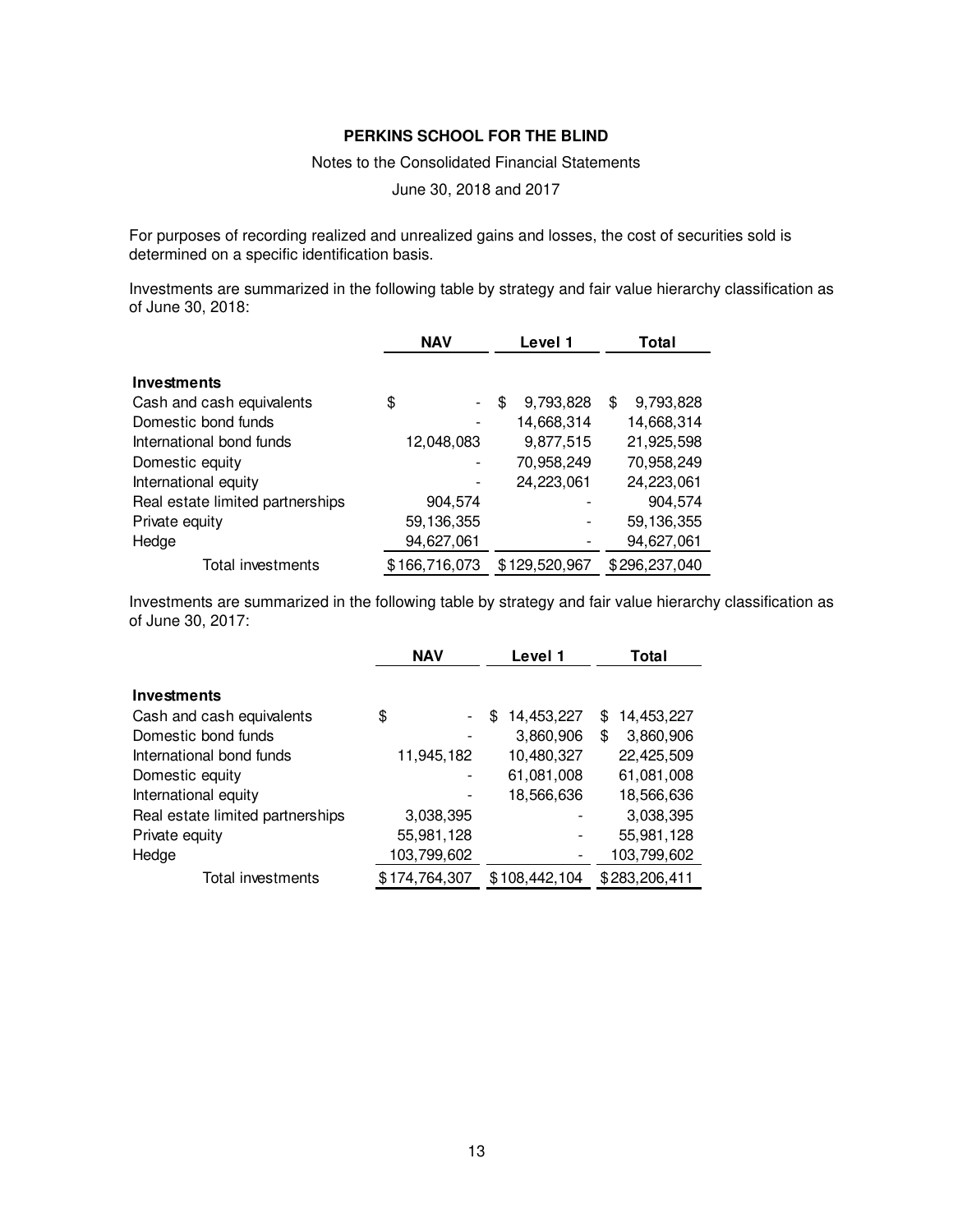For purposes of recording realized and unrealized gains and losses, the cost of securities sold is determined on a specific identification basis.

Investments are summarized in the following table by strategy and fair value hierarchy classification as of June 30, 2018:

| | NAV | Level 1 | Total |
|---|---|---|---|
| **Investments** | | | |
| Cash and cash equivalents | $ - | $ 9,793,828 | $ 9,793,828 |
| Domestic bond funds | - | 14,668,314 | 14,668,314 |
| International bond funds | 12,048,083 | 9,877,515 | 21,925,598 |
| Domestic equity | - | 70,958,249 | 70,958,249 |
| International equity | - | 24,223,061 | 24,223,061 |
| Real estate limited partnerships | 904,574 | - | 904,574 |
| Private equity | 59,136,355 | - | 59,136,355 |
| Hedge | 94,627,061 | - | 94,627,061 |
| Total investments | $166,716,073 | $129,520,967 | $296,237,040 |

Investments are summarized in the following table by strategy and fair value hierarchy classification as of June 30, 2017:

| | NAV | Level 1 | Total |
|---|---|---|---|
| **Investments** | | | |
| Cash and cash equivalents | $ - | $ 14,453,227 | $ 14,453,227 |
| Domestic bond funds | - | 3,860,906 | $ 3,860,906 |
| International bond funds | 11,945,182 | 10,480,327 | 22,425,509 |
| Domestic equity | - | 61,081,008 | 61,081,008 |
| International equity | - | 18,566,636 | 18,566,636 |
| Real estate limited partnerships | 3,038,395 | - | 3,038,395 |
| Private equity | 55,981,128 | - | 55,981,128 |
| Hedge | 103,799,602 | - | 103,799,602 |
| Total investments | $174,764,307 | $108,442,104 | $283,206,411 |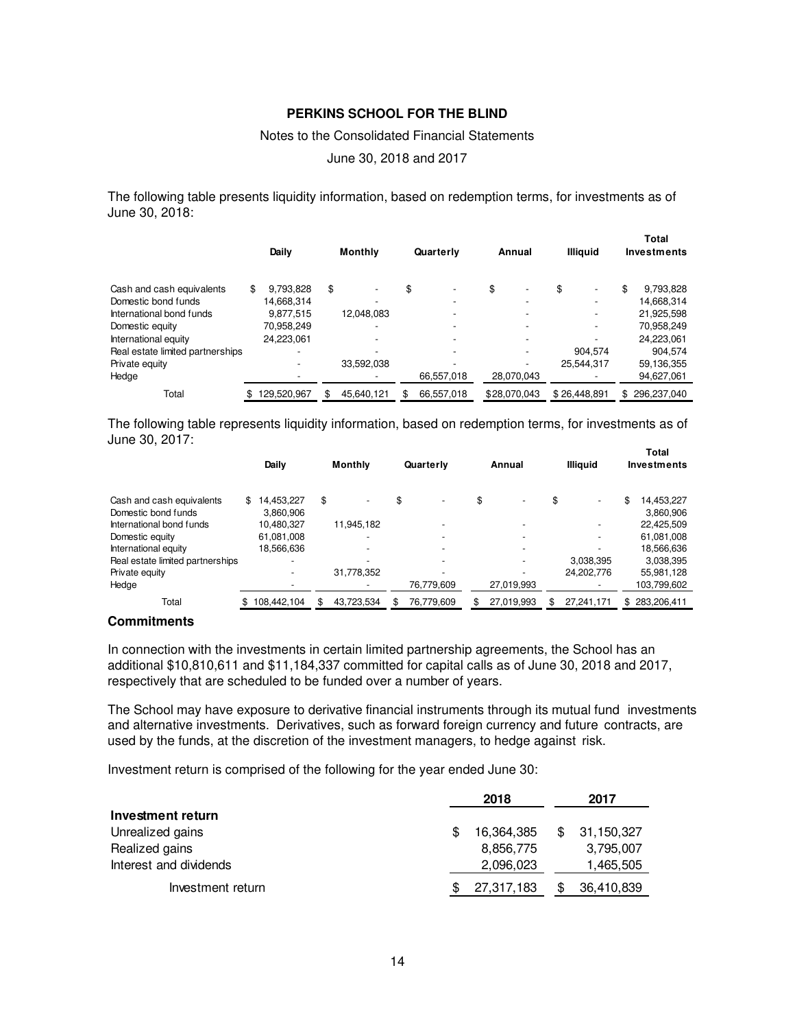The following table presents liquidity information, based on redemption terms, for investments as of June 30, 2018:

| | Daily | Monthly | Quarterly | Annual | Illiquid | Total Investments |
|---|---|---|---|---|---|---|
| Cash and cash equivalents | $ 9,793,828 | $ - | $ - | $ - | $ - | $ 9,793,828 |
| Domestic bond funds | 14,668,314 | - | - | - | - | 14,668,314 |
| International bond funds | 9,877,515 | 12,048,083 | - | - | - | 21,925,598 |
| Domestic equity | 70,958,249 | - | - | - | - | 70,958,249 |
| International equity | 24,223,061 | - | - | - | - | 24,223,061 |
| Real estate limited partnerships | - | - | - | - | 904,574 | 904,574 |
| Private equity | - | 33,592,038 | - | - | 25,544,317 | 59,136,355 |
| Hedge | - | - | 66,557,018 | 28,070,043 | - | 94,627,061 |
| Total | $ 129,520,967 | $ 45,640,121 | $ 66,557,018 | $28,070,043 | $ 26,448,891 | $ 296,237,040 |

The following table represents liquidity information, based on redemption terms, for investments as of June 30, 2017:

| | Daily | Monthly | Quarterly | Annual | Illiquid | Total Investments |
|---|---|---|---|---|---|---|
| Cash and cash equivalents | $ 14,453,227 | $ - | $ - | $ - | $ - | $ 14,453,227 |
| Domestic bond funds | 3,860,906 | | | | | 3,860,906 |
| International bond funds | 10,480,327 | 11,945,182 | - | - | - | 22,425,509 |
| Domestic equity | 61,081,008 | - | - | - | - | 61,081,008 |
| International equity | 18,566,636 | - | - | - | - | 18,566,636 |
| Real estate limited partnerships | - | - | - | - | 3,038,395 | 3,038,395 |
| Private equity | - | 31,778,352 | - | - | 24,202,776 | 55,981,128 |
| Hedge | - | - | 76,779,609 | 27,019,993 | - | 103,799,602 |
| Total | $ 108,442,104 | $ 43,723,534 | $ 76,779,609 | $ 27,019,993 | $ 27,241,171 | $ 283,206,411 |

### Commitments

In connection with the investments in certain limited partnership agreements, the School has an additional $10,810,611 and $11,184,337 committed for capital calls as of June 30, 2018 and 2017, respectively that are scheduled to be funded over a number of years.

The School may have exposure to derivative financial instruments through its mutual fund investments and alternative investments. Derivatives, such as forward foreign currency and future contracts, are used by the funds, at the discretion of the investment managers, to hedge against risk.

Investment return is comprised of the following for the year ended June 30:

| | 2018 | 2017 |
|---|---|---|
| **Investment return** | | |
| Unrealized gains | $ 16,364,385 | $ 31,150,327 |
| Realized gains | 8,856,775 | 3,795,007 |
| Interest and dividends | 2,096,023 | 1,465,505 |
| Investment return | $ 27,317,183 | $ 36,410,839 |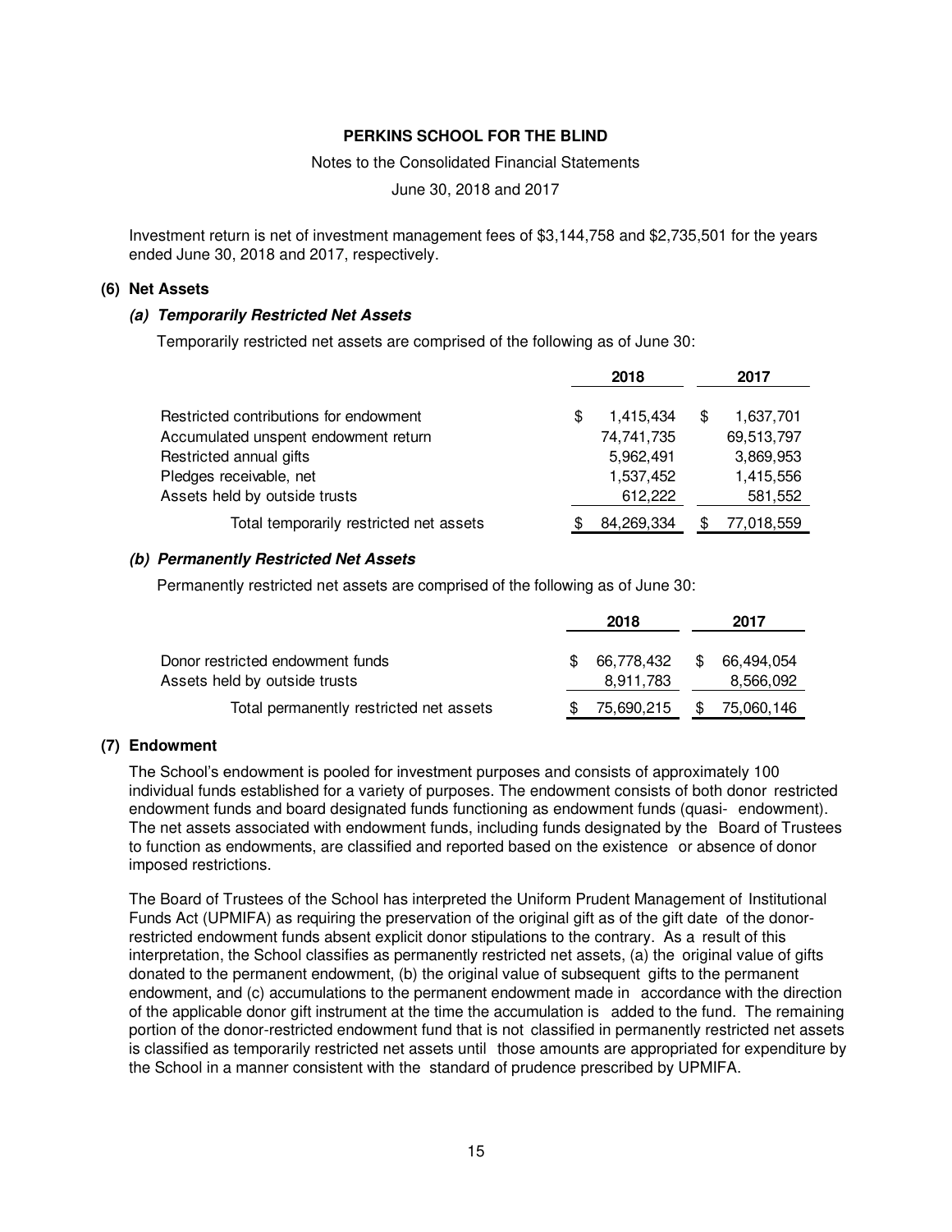Investment return is net of investment management fees of $3,144,758 and $2,735,501 for the years ended June 30, 2018 and 2017, respectively.

## (6) Net Assets

### *(a) Temporarily Restricted Net Assets*

Temporarily restricted net assets are comprised of the following as of June 30:

| | 2018 | 2017 |
|---|---|---|
| Restricted contributions for endowment | $ 1,415,434 | $ 1,637,701 |
| Accumulated unspent endowment return | 74,741,735 | 69,513,797 |
| Restricted annual gifts | 5,962,491 | 3,869,953 |
| Pledges receivable, net | 1,537,452 | 1,415,556 |
| Assets held by outside trusts | 612,222 | 581,552 |
| Total temporarily restricted net assets | $ 84,269,334 | $ 77,018,559 |

### *(b) Permanently Restricted Net Assets*

Permanently restricted net assets are comprised of the following as of June 30:

| | 2018 | 2017 |
|---|---|---|
| Donor restricted endowment funds | $ 66,778,432 | $ 66,494,054 |
| Assets held by outside trusts | 8,911,783 | 8,566,092 |
| Total permanently restricted net assets | $ 75,690,215 | $ 75,060,146 |

## (7) Endowment

The School's endowment is pooled for investment purposes and consists of approximately 100 individual funds established for a variety of purposes. The endowment consists of both donor restricted endowment funds and board designated funds functioning as endowment funds (quasi- endowment). The net assets associated with endowment funds, including funds designated by the Board of Trustees to function as endowments, are classified and reported based on the existence or absence of donor imposed restrictions.

The Board of Trustees of the School has interpreted the Uniform Prudent Management of Institutional Funds Act (UPMIFA) as requiring the preservation of the original gift as of the gift date of the donor-restricted endowment funds absent explicit donor stipulations to the contrary. As a result of this interpretation, the School classifies as permanently restricted net assets, (a) the original value of gifts donated to the permanent endowment, (b) the original value of subsequent gifts to the permanent endowment, and (c) accumulations to the permanent endowment made in accordance with the direction of the applicable donor gift instrument at the time the accumulation is added to the fund. The remaining portion of the donor-restricted endowment fund that is not classified in permanently restricted net assets is classified as temporarily restricted net assets until those amounts are appropriated for expenditure by the School in a manner consistent with the standard of prudence prescribed by UPMIFA.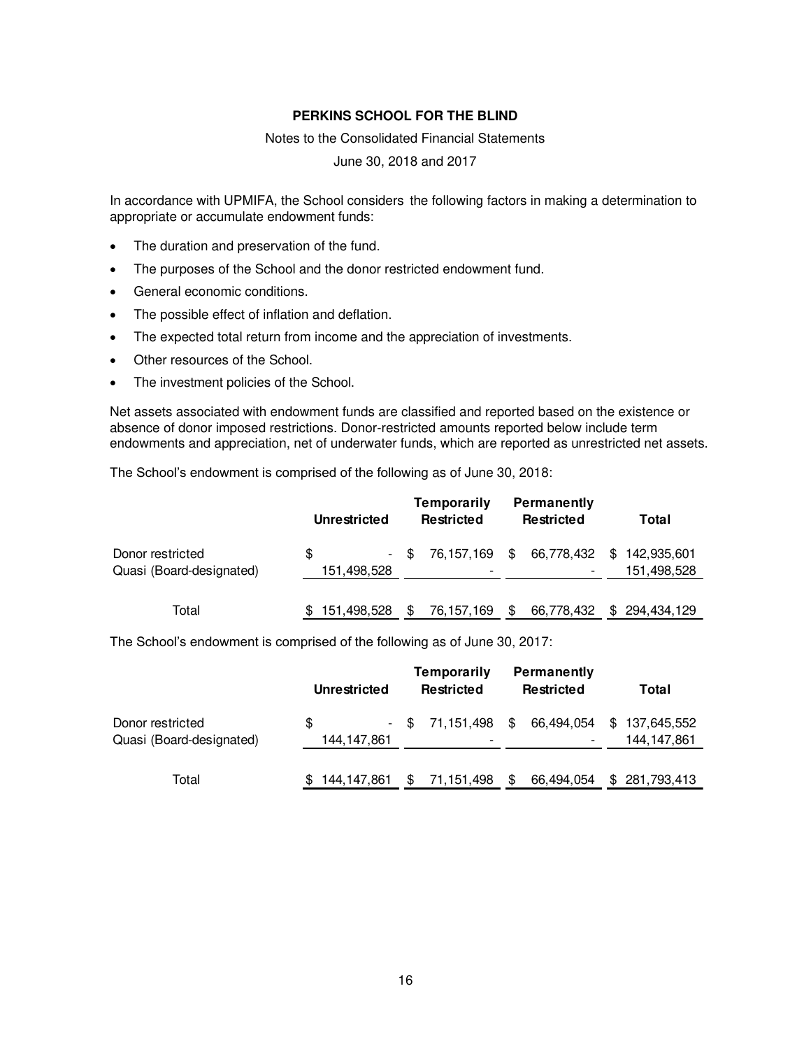In accordance with UPMIFA, the School considers the following factors in making a determination to appropriate or accumulate endowment funds:

- The duration and preservation of the fund.
- The purposes of the School and the donor restricted endowment fund.
- General economic conditions.
- The possible effect of inflation and deflation.
- The expected total return from income and the appreciation of investments.
- Other resources of the School.
- The investment policies of the School.

Net assets associated with endowment funds are classified and reported based on the existence or absence of donor imposed restrictions. Donor-restricted amounts reported below include term endowments and appreciation, net of underwater funds, which are reported as unrestricted net assets.

The School's endowment is comprised of the following as of June 30, 2018:

| | Unrestricted | Temporarily Restricted | Permanently Restricted | Total |
|---|---|---|---|---|
| Donor restricted | $ - | $ 76,157,169 | $ 66,778,432 | $ 142,935,601 |
| Quasi (Board-designated) | 151,498,528 | - | - | 151,498,528 |
| Total | $ 151,498,528 | $ 76,157,169 | $ 66,778,432 | $ 294,434,129 |

The School's endowment is comprised of the following as of June 30, 2017:

| | Unrestricted | Temporarily Restricted | Permanently Restricted | Total |
|---|---|---|---|---|
| Donor restricted | $ - | $ 71,151,498 | $ 66,494,054 | $ 137,645,552 |
| Quasi (Board-designated) | 144,147,861 | - | - | 144,147,861 |
| Total | $ 144,147,861 | $ 71,151,498 | $ 66,494,054 | $ 281,793,413 |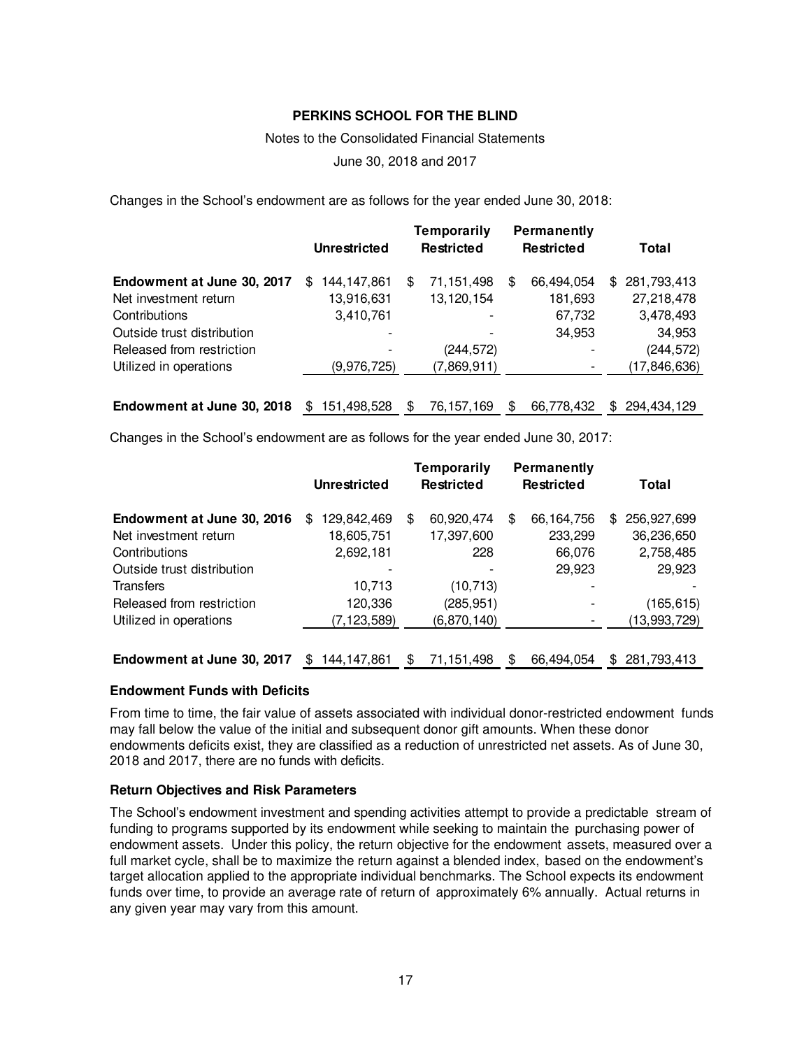**PERKINS SCHOOL FOR THE BLIND**

Notes to the Consolidated Financial Statements

June 30, 2018 and 2017

Changes in the School's endowment are as follows for the year ended June 30, 2018:

| | Unrestricted | Temporarily Restricted | Permanently Restricted | Total |
|---|---|---|---|---|
| **Endowment at June 30, 2017** | $ 144,147,861 | $ 71,151,498 | $ 66,494,054 | $ 281,793,413 |
| Net investment return | 13,916,631 | 13,120,154 | 181,693 | 27,218,478 |
| Contributions | 3,410,761 | - | 67,732 | 3,478,493 |
| Outside trust distribution | - | - | 34,953 | 34,953 |
| Released from restriction | - | (244,572) | - | (244,572) |
| Utilized in operations | (9,976,725) | (7,869,911) | - | (17,846,636) |
| **Endowment at June 30, 2018** | $ 151,498,528 | $ 76,157,169 | $ 66,778,432 | $ 294,434,129 |

Changes in the School's endowment are as follows for the year ended June 30, 2017:

| | Unrestricted | Temporarily Restricted | Permanently Restricted | Total |
|---|---|---|---|---|
| **Endowment at June 30, 2016** | $ 129,842,469 | $ 60,920,474 | $ 66,164,756 | $ 256,927,699 |
| Net investment return | 18,605,751 | 17,397,600 | 233,299 | 36,236,650 |
| Contributions | 2,692,181 | 228 | 66,076 | 2,758,485 |
| Outside trust distribution | - | - | 29,923 | 29,923 |
| Transfers | 10,713 | (10,713) | - | - |
| Released from restriction | 120,336 | (285,951) | - | (165,615) |
| Utilized in operations | (7,123,589) | (6,870,140) | - | (13,993,729) |
| **Endowment at June 30, 2017** | $ 144,147,861 | $ 71,151,498 | $ 66,494,054 | $ 281,793,413 |

**Endowment Funds with Deficits**

From time to time, the fair value of assets associated with individual donor-restricted endowment funds may fall below the value of the initial and subsequent donor gift amounts. When these donor endowments deficits exist, they are classified as a reduction of unrestricted net assets. As of June 30, 2018 and 2017, there are no funds with deficits.

**Return Objectives and Risk Parameters**

The School's endowment investment and spending activities attempt to provide a predictable stream of funding to programs supported by its endowment while seeking to maintain the purchasing power of endowment assets. Under this policy, the return objective for the endowment assets, measured over a full market cycle, shall be to maximize the return against a blended index, based on the endowment's target allocation applied to the appropriate individual benchmarks. The School expects its endowment funds over time, to provide an average rate of return of approximately 6% annually. Actual returns in any given year may vary from this amount.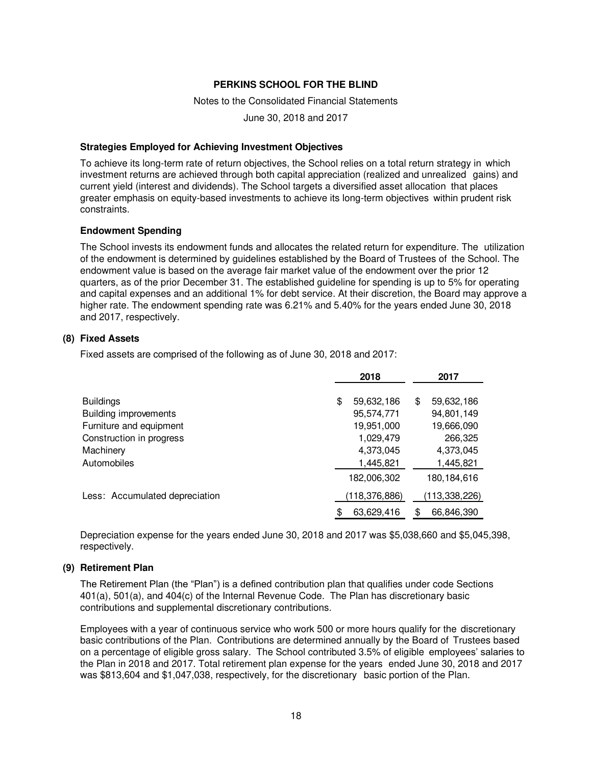### Strategies Employed for Achieving Investment Objectives

To achieve its long-term rate of return objectives, the School relies on a total return strategy in which investment returns are achieved through both capital appreciation (realized and unrealized gains) and current yield (interest and dividends). The School targets a diversified asset allocation that places greater emphasis on equity-based investments to achieve its long-term objectives within prudent risk constraints.

### Endowment Spending

The School invests its endowment funds and allocates the related return for expenditure. The utilization of the endowment is determined by guidelines established by the Board of Trustees of the School. The endowment value is based on the average fair market value of the endowment over the prior 12 quarters, as of the prior December 31. The established guideline for spending is up to 5% for operating and capital expenses and an additional 1% for debt service. At their discretion, the Board may approve a higher rate. The endowment spending rate was 6.21% and 5.40% for the years ended June 30, 2018 and 2017, respectively.

## (8) Fixed Assets

Fixed assets are comprised of the following as of June 30, 2018 and 2017:

| | 2018 | 2017 |
|---|---|---|
| Buildings | $ 59,632,186 | $ 59,632,186 |
| Building improvements | 95,574,771 | 94,801,149 |
| Furniture and equipment | 19,951,000 | 19,666,090 |
| Construction in progress | 1,029,479 | 266,325 |
| Machinery | 4,373,045 | 4,373,045 |
| Automobiles | 1,445,821 | 1,445,821 |
| | 182,006,302 | 180,184,616 |
| Less: Accumulated depreciation | (118,376,886) | (113,338,226) |
| | $ 63,629,416 | $ 66,846,390 |

Depreciation expense for the years ended June 30, 2018 and 2017 was $5,038,660 and $5,045,398, respectively.

## (9) Retirement Plan

The Retirement Plan (the "Plan") is a defined contribution plan that qualifies under code Sections 401(a), 501(a), and 404(c) of the Internal Revenue Code. The Plan has discretionary basic contributions and supplemental discretionary contributions.

Employees with a year of continuous service who work 500 or more hours qualify for the discretionary basic contributions of the Plan. Contributions are determined annually by the Board of Trustees based on a percentage of eligible gross salary. The School contributed 3.5% of eligible employees' salaries to the Plan in 2018 and 2017. Total retirement plan expense for the years ended June 30, 2018 and 2017 was $813,604 and $1,047,038, respectively, for the discretionary basic portion of the Plan.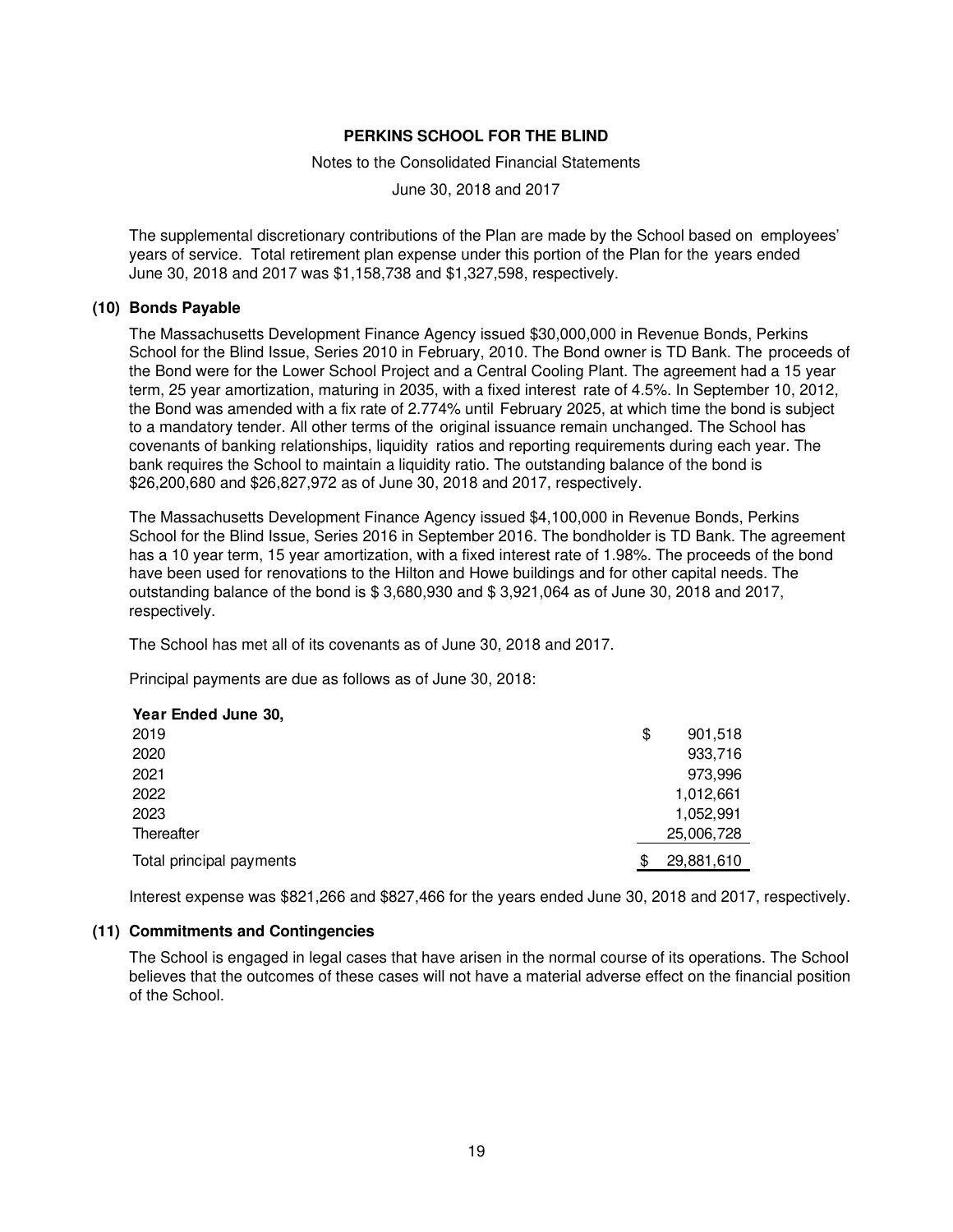The supplemental discretionary contributions of the Plan are made by the School based on employees' years of service. Total retirement plan expense under this portion of the Plan for the years ended June 30, 2018 and 2017 was $1,158,738 and $1,327,598, respectively.

### (10) Bonds Payable

The Massachusetts Development Finance Agency issued $30,000,000 in Revenue Bonds, Perkins School for the Blind Issue, Series 2010 in February, 2010. The Bond owner is TD Bank. The proceeds of the Bond were for the Lower School Project and a Central Cooling Plant. The agreement had a 15 year term, 25 year amortization, maturing in 2035, with a fixed interest rate of 4.5%. In September 10, 2012, the Bond was amended with a fix rate of 2.774% until February 2025, at which time the bond is subject to a mandatory tender. All other terms of the original issuance remain unchanged. The School has covenants of banking relationships, liquidity ratios and reporting requirements during each year. The bank requires the School to maintain a liquidity ratio. The outstanding balance of the bond is $26,200,680 and $26,827,972 as of June 30, 2018 and 2017, respectively.

The Massachusetts Development Finance Agency issued $4,100,000 in Revenue Bonds, Perkins School for the Blind Issue, Series 2016 in September 2016. The bondholder is TD Bank. The agreement has a 10 year term, 15 year amortization, with a fixed interest rate of 1.98%. The proceeds of the bond have been used for renovations to the Hilton and Howe buildings and for other capital needs. The outstanding balance of the bond is $ 3,680,930 and $ 3,921,064 as of June 30, 2018 and 2017, respectively.

The School has met all of its covenants as of June 30, 2018 and 2017.

Principal payments are due as follows as of June 30, 2018:

| **Year Ended June 30,** | |
|---|---|
| 2019 | $ 901,518 |
| 2020 | 933,716 |
| 2021 | 973,996 |
| 2022 | 1,012,661 |
| 2023 | 1,052,991 |
| Thereafter | 25,006,728 |
| Total principal payments | $ 29,881,610 |

Interest expense was $821,266 and $827,466 for the years ended June 30, 2018 and 2017, respectively.

### (11) Commitments and Contingencies

The School is engaged in legal cases that have arisen in the normal course of its operations. The School believes that the outcomes of these cases will not have a material adverse effect on the financial position of the School.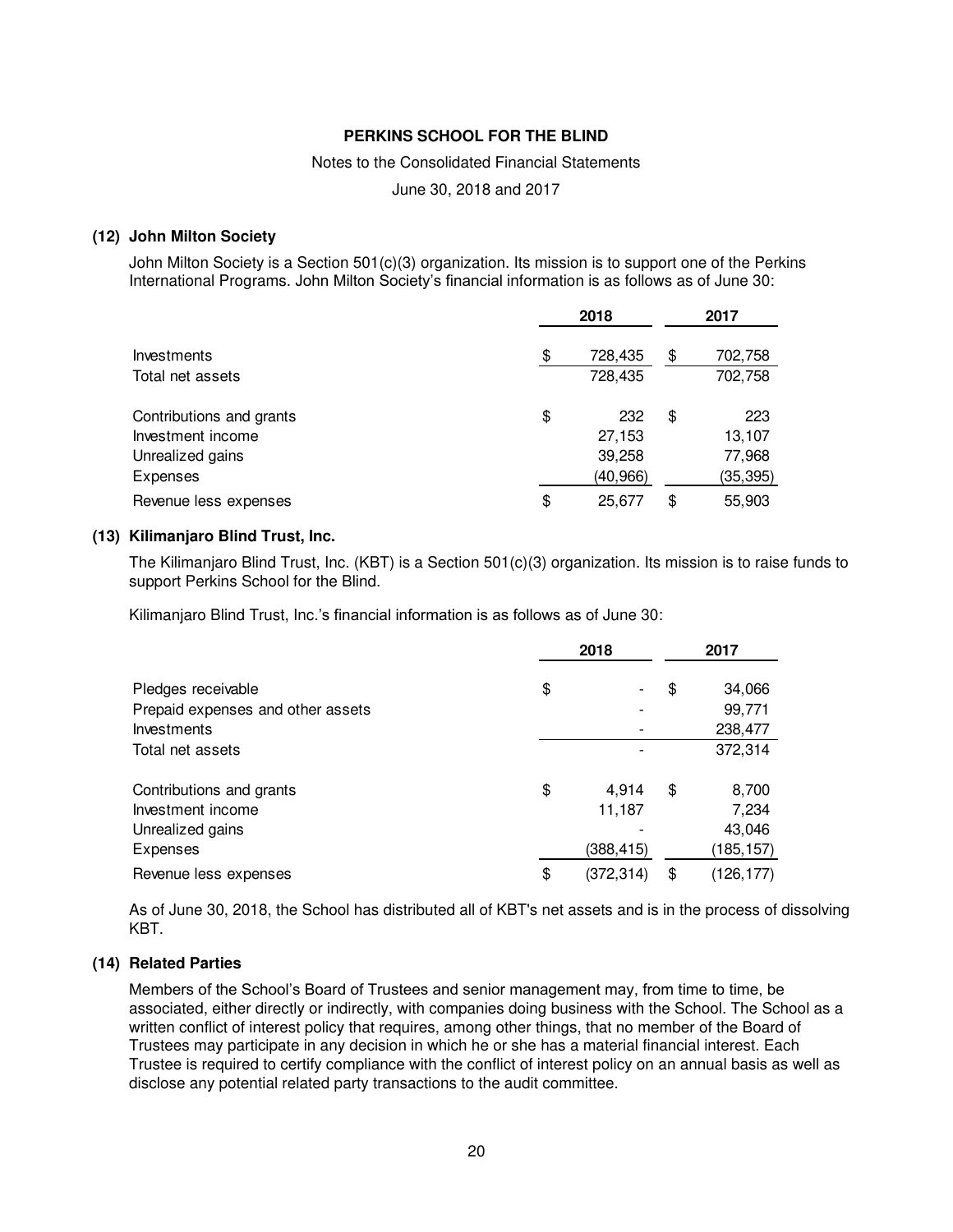PERKINS SCHOOL FOR THE BLIND

Notes to the Consolidated Financial Statements

June 30, 2018 and 2017

### (12) John Milton Society

John Milton Society is a Section 501(c)(3) organization. Its mission is to support one of the Perkins International Programs. John Milton Society's financial information is as follows as of June 30:

| | 2018 | 2017 |
|---|---|---|
| Investments | $ 728,435 | $ 702,758 |
| Total net assets | 728,435 | 702,758 |
| Contributions and grants | $ 232 | $ 223 |
| Investment income | 27,153 | 13,107 |
| Unrealized gains | 39,258 | 77,968 |
| Expenses | (40,966) | (35,395) |
| Revenue less expenses | $ 25,677 | $ 55,903 |

### (13) Kilimanjaro Blind Trust, Inc.

The Kilimanjaro Blind Trust, Inc. (KBT) is a Section 501(c)(3) organization. Its mission is to raise funds to support Perkins School for the Blind.

Kilimanjaro Blind Trust, Inc.'s financial information is as follows as of June 30:

| | 2018 | 2017 |
|---|---|---|
| Pledges receivable | $ - | $ 34,066 |
| Prepaid expenses and other assets | - | 99,771 |
| Investments | - | 238,477 |
| Total net assets | - | 372,314 |
| Contributions and grants | $ 4,914 | $ 8,700 |
| Investment income | 11,187 | 7,234 |
| Unrealized gains | - | 43,046 |
| Expenses | (388,415) | (185,157) |
| Revenue less expenses | $ (372,314) | $ (126,177) |

As of June 30, 2018, the School has distributed all of KBT's net assets and is in the process of dissolving KBT.

### (14) Related Parties

Members of the School's Board of Trustees and senior management may, from time to time, be associated, either directly or indirectly, with companies doing business with the School. The School as a written conflict of interest policy that requires, among other things, that no member of the Board of Trustees may participate in any decision in which he or she has a material financial interest. Each Trustee is required to certify compliance with the conflict of interest policy on an annual basis as well as disclose any potential related party transactions to the audit committee.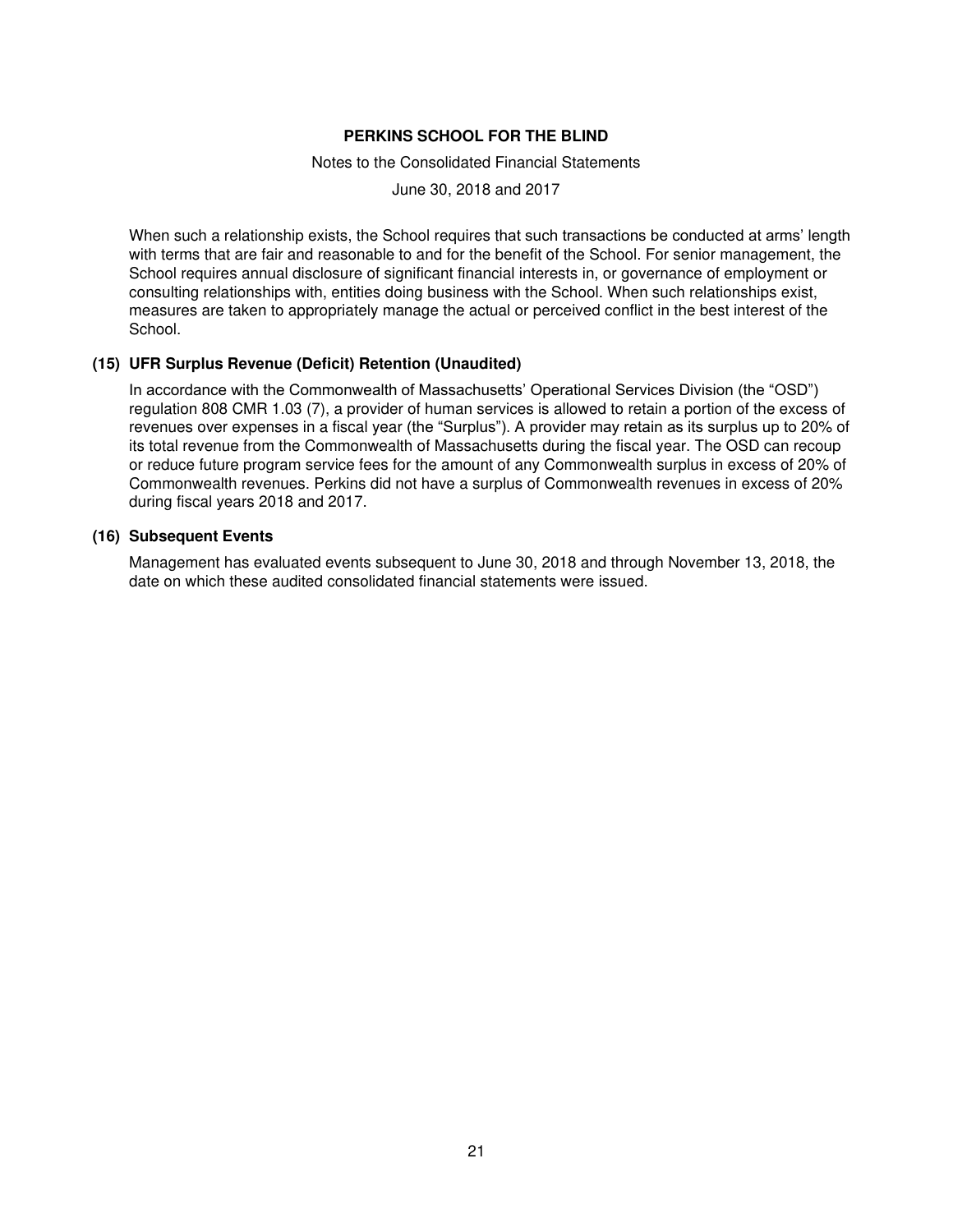When such a relationship exists, the School requires that such transactions be conducted at arms' length with terms that are fair and reasonable to and for the benefit of the School. For senior management, the School requires annual disclosure of significant financial interests in, or governance of employment or consulting relationships with, entities doing business with the School. When such relationships exist, measures are taken to appropriately manage the actual or perceived conflict in the best interest of the School.

### (15) UFR Surplus Revenue (Deficit) Retention (Unaudited)

In accordance with the Commonwealth of Massachusetts' Operational Services Division (the "OSD") regulation 808 CMR 1.03 (7), a provider of human services is allowed to retain a portion of the excess of revenues over expenses in a fiscal year (the "Surplus"). A provider may retain as its surplus up to 20% of its total revenue from the Commonwealth of Massachusetts during the fiscal year. The OSD can recoup or reduce future program service fees for the amount of any Commonwealth surplus in excess of 20% of Commonwealth revenues. Perkins did not have a surplus of Commonwealth revenues in excess of 20% during fiscal years 2018 and 2017.

### (16) Subsequent Events

Management has evaluated events subsequent to June 30, 2018 and through November 13, 2018, the date on which these audited consolidated financial statements were issued.